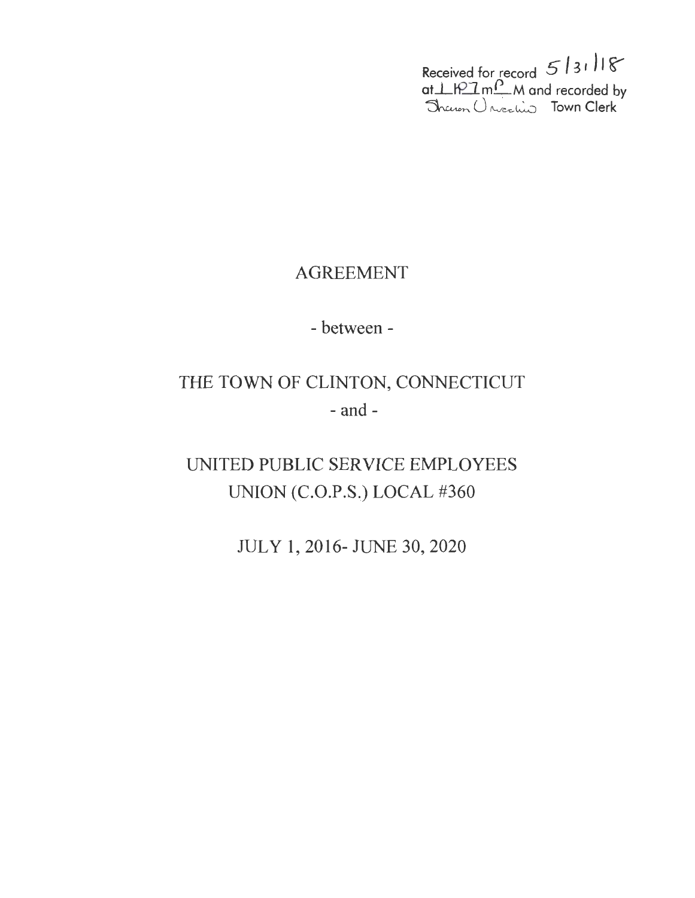Received for record 5/31/18
at 1:27 PM and recorded by
Sharon Ursechio Town Clerk

# AGREEMENT

- between -

# THE TOWN OF CLINTON, CONNECTICUT

- and -

# UNITED PUBLIC SERVICE EMPLOYEES UNION (C.O.P.S.) LOCAL #360

JULY 1, 2016- JUNE 30, 2020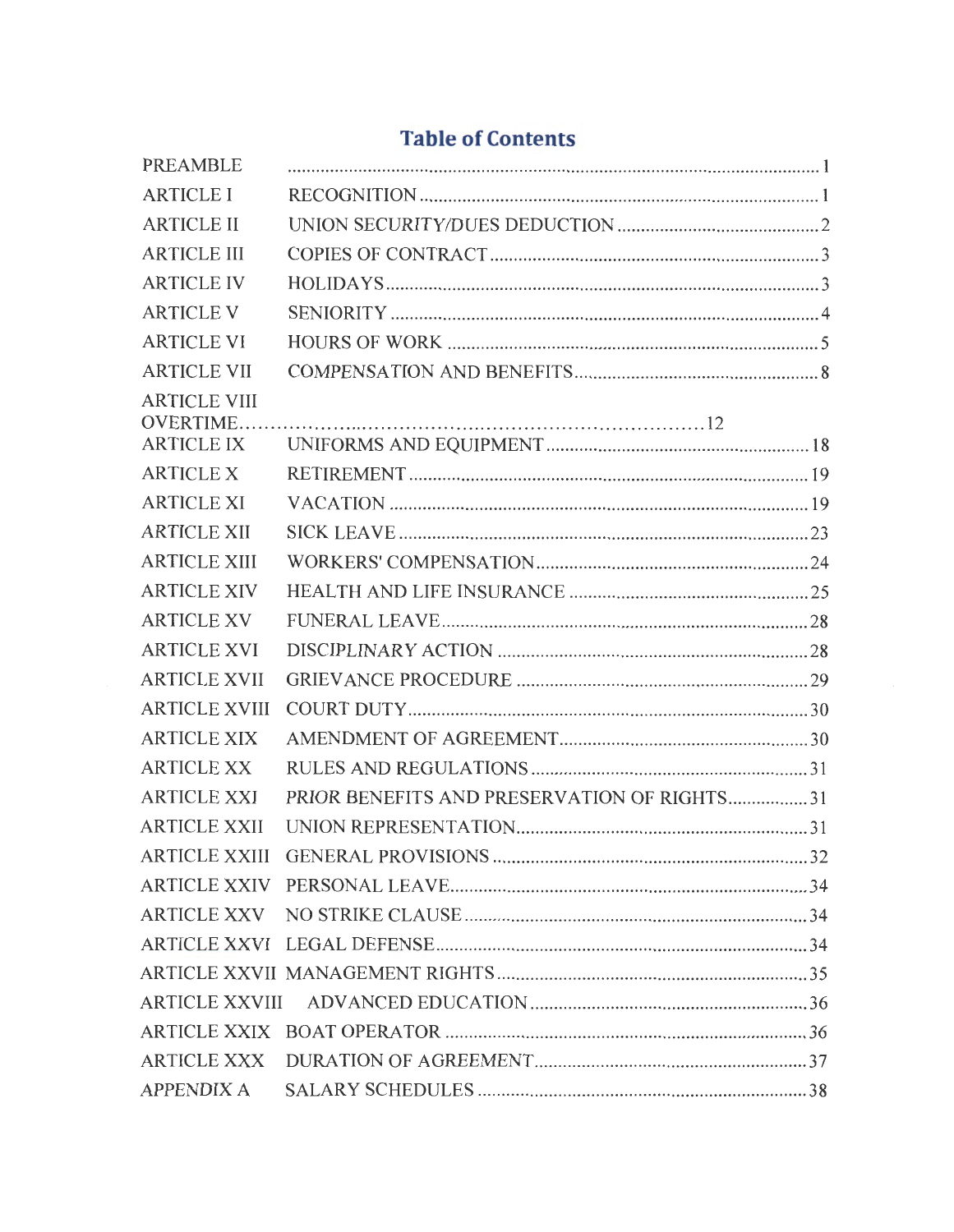# Table of Contents

| | | |
|---|---|---|
| PREAMBLE | | 1 |
| ARTICLE I | RECOGNITION | 1 |
| ARTICLE II | UNION SECURITY/DUES DEDUCTION | 2 |
| ARTICLE III | COPIES OF CONTRACT | 3 |
| ARTICLE IV | HOLIDAYS | 3 |
| ARTICLE V | SENIORITY | 4 |
| ARTICLE VI | HOURS OF WORK | 5 |
| ARTICLE VII | COMPENSATION AND BENEFITS | 8 |
| ARTICLE VIII | OVERTIME | 12 |
| ARTICLE IX | UNIFORMS AND EQUIPMENT | 18 |
| ARTICLE X | RETIREMENT | 19 |
| ARTICLE XI | VACATION | 19 |
| ARTICLE XII | SICK LEAVE | 23 |
| ARTICLE XIII | WORKERS' COMPENSATION | 24 |
| ARTICLE XIV | HEALTH AND LIFE INSURANCE | 25 |
| ARTICLE XV | FUNERAL LEAVE | 28 |
| ARTICLE XVI | DISCIPLINARY ACTION | 28 |
| ARTICLE XVII | GRIEVANCE PROCEDURE | 29 |
| ARTICLE XVIII | COURT DUTY | 30 |
| ARTICLE XIX | AMENDMENT OF AGREEMENT | 30 |
| ARTICLE XX | RULES AND REGULATIONS | 31 |
| ARTICLE XXI | PRIOR BENEFITS AND PRESERVATION OF RIGHTS | 31 |
| ARTICLE XXII | UNION REPRESENTATION | 31 |
| ARTICLE XXIII | GENERAL PROVISIONS | 32 |
| ARTICLE XXIV | PERSONAL LEAVE | 34 |
| ARTICLE XXV | NO STRIKE CLAUSE | 34 |
| ARTICLE XXVI | LEGAL DEFENSE | 34 |
| ARTICLE XXVII | MANAGEMENT RIGHTS | 35 |
| ARTICLE XXVIII | ADVANCED EDUCATION | 36 |
| ARTICLE XXIX | BOAT OPERATOR | 36 |
| ARTICLE XXX | DURATION OF AGREEMENT | 37 |
| APPENDIX A | SALARY SCHEDULES | 38 |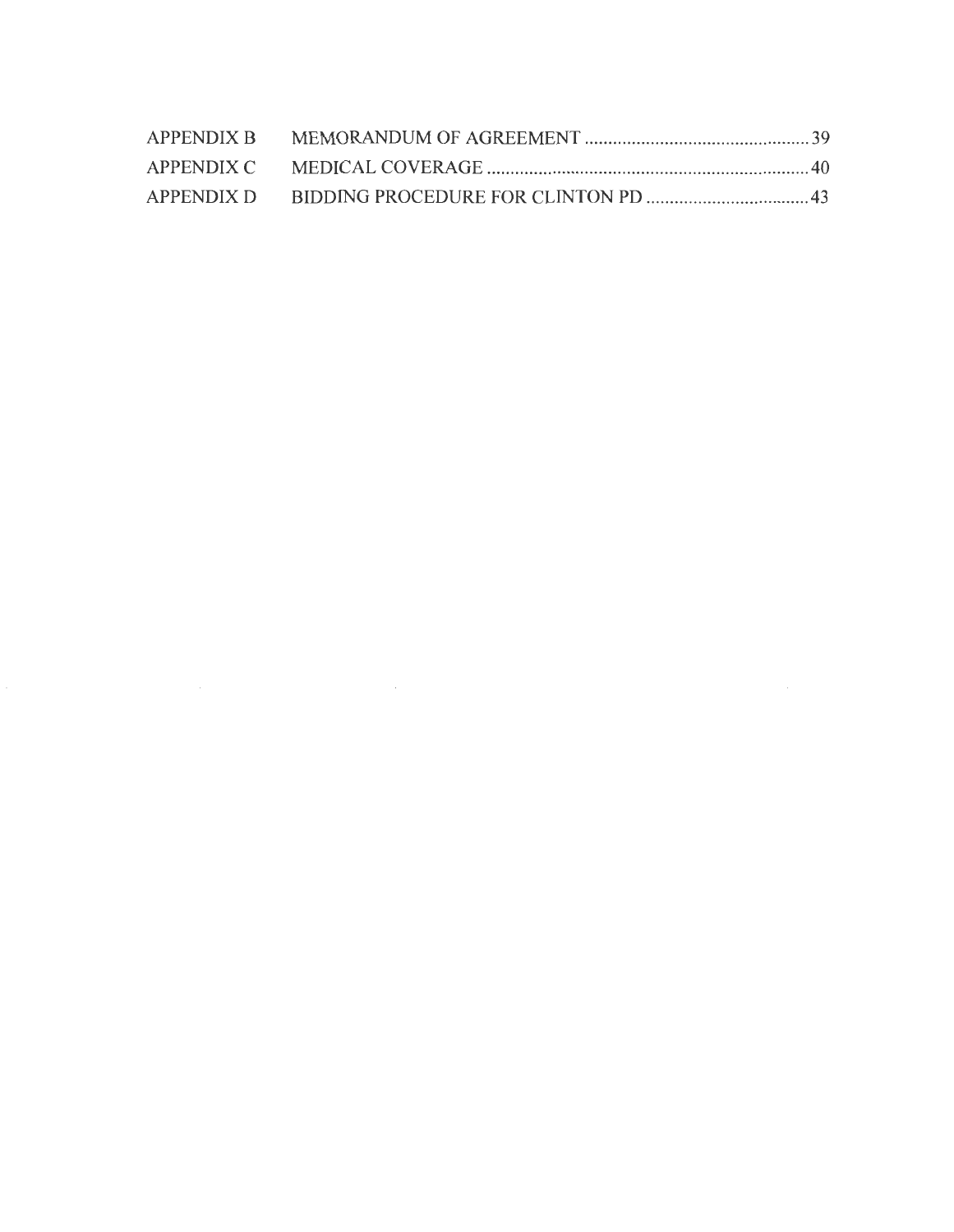| | | |
|---|---|---|
| APPENDIX B | MEMORANDUM OF AGREEMENT | 39 |
| APPENDIX C | MEDICAL COVERAGE | 40 |
| APPENDIX D | BIDDING PROCEDURE FOR CLINTON PD | 43 |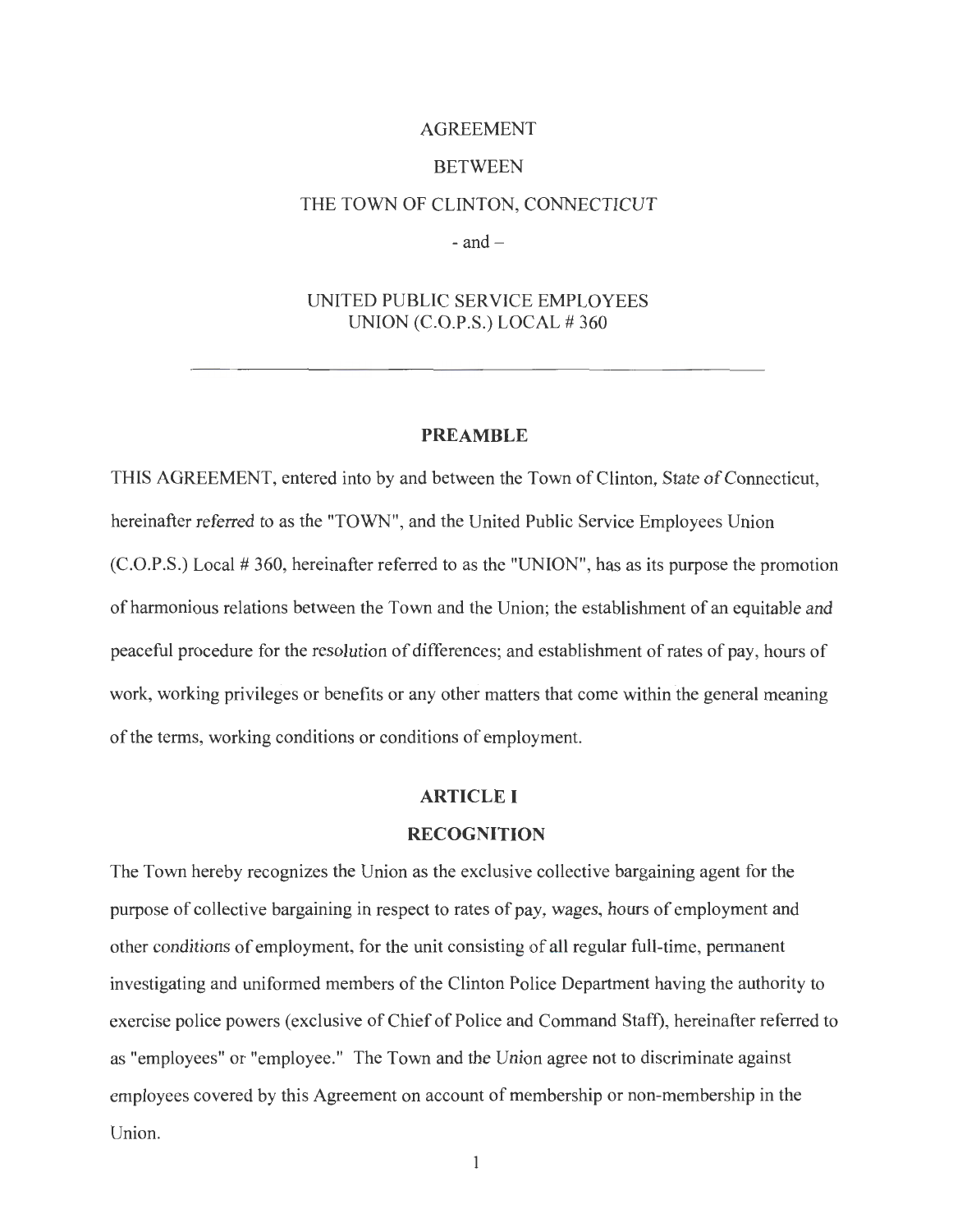AGREEMENT

BETWEEN

THE TOWN OF CLINTON, CONNECTICUT

- and –

UNITED PUBLIC SERVICE EMPLOYEES UNION (C.O.P.S.) LOCAL # 360

---

## PREAMBLE

THIS AGREEMENT, entered into by and between the Town of Clinton, State of Connecticut, hereinafter referred to as the "TOWN", and the United Public Service Employees Union (C.O.P.S.) Local # 360, hereinafter referred to as the "UNION", has as its purpose the promotion of harmonious relations between the Town and the Union; the establishment of an equitable and peaceful procedure for the resolution of differences; and establishment of rates of pay, hours of work, working privileges or benefits or any other matters that come within the general meaning of the terms, working conditions or conditions of employment.

## ARTICLE I

## RECOGNITION

The Town hereby recognizes the Union as the exclusive collective bargaining agent for the purpose of collective bargaining in respect to rates of pay, wages, hours of employment and other conditions of employment, for the unit consisting of all regular full-time, permanent investigating and uniformed members of the Clinton Police Department having the authority to exercise police powers (exclusive of Chief of Police and Command Staff), hereinafter referred to as "employees" or "employee." The Town and the Union agree not to discriminate against employees covered by this Agreement on account of membership or non-membership in the Union.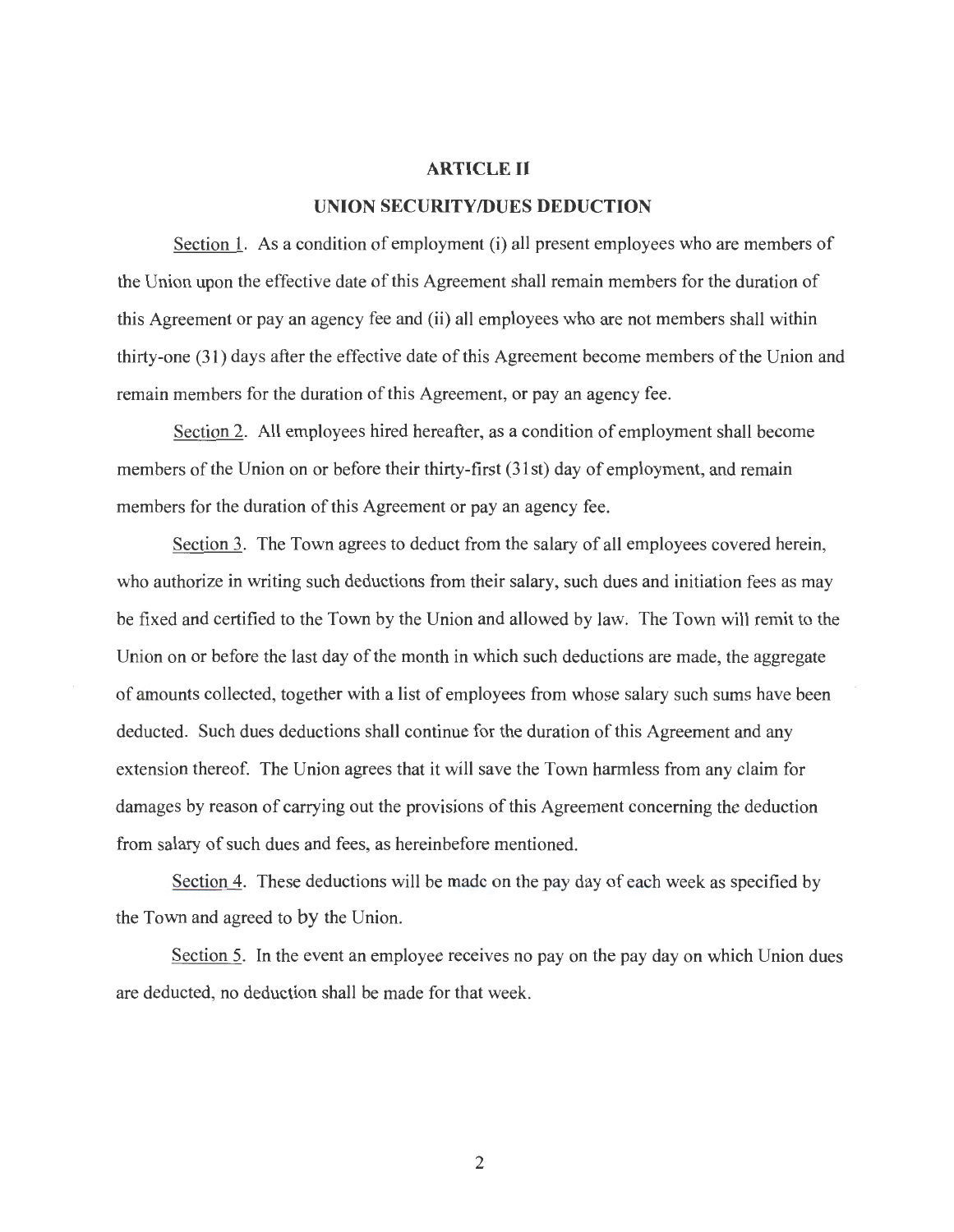# ARTICLE II

## UNION SECURITY/DUES DEDUCTION

Section 1. As a condition of employment (i) all present employees who are members of the Union upon the effective date of this Agreement shall remain members for the duration of this Agreement or pay an agency fee and (ii) all employees who are not members shall within thirty-one (31) days after the effective date of this Agreement become members of the Union and remain members for the duration of this Agreement, or pay an agency fee.

Section 2. All employees hired hereafter, as a condition of employment shall become members of the Union on or before their thirty-first (31st) day of employment, and remain members for the duration of this Agreement or pay an agency fee.

Section 3. The Town agrees to deduct from the salary of all employees covered herein, who authorize in writing such deductions from their salary, such dues and initiation fees as may be fixed and certified to the Town by the Union and allowed by law. The Town will remit to the Union on or before the last day of the month in which such deductions are made, the aggregate of amounts collected, together with a list of employees from whose salary such sums have been deducted. Such dues deductions shall continue for the duration of this Agreement and any extension thereof. The Union agrees that it will save the Town harmless from any claim for damages by reason of carrying out the provisions of this Agreement concerning the deduction from salary of such dues and fees, as hereinbefore mentioned.

Section 4. These deductions will be made on the pay day of each week as specified by the Town and agreed to by the Union.

Section 5. In the event an employee receives no pay on the pay day on which Union dues are deducted, no deduction shall be made for that week.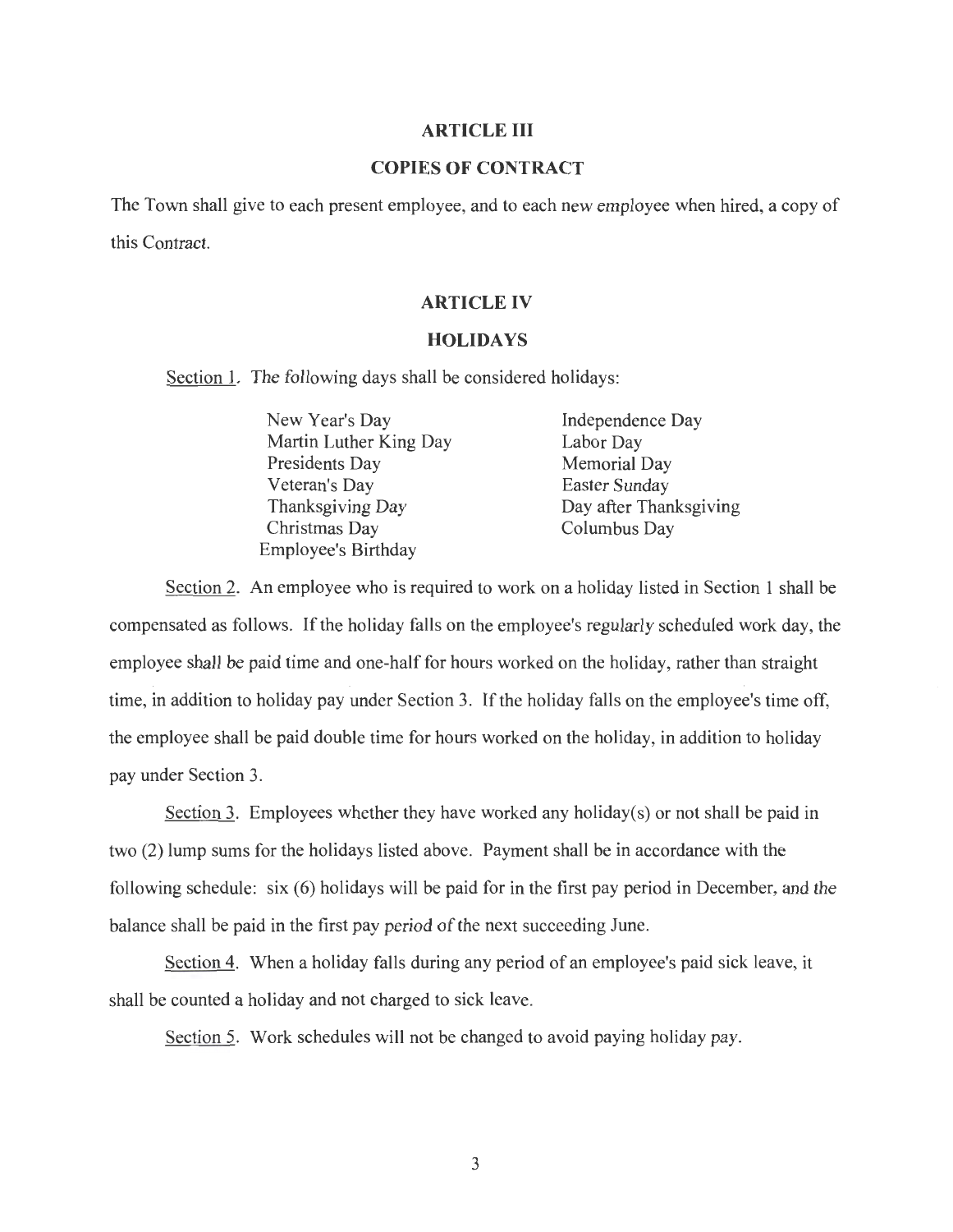## ARTICLE III

## COPIES OF CONTRACT

The Town shall give to each present employee, and to each new employee when hired, a copy of this Contract.

## ARTICLE IV

## HOLIDAYS

Section 1. The following days shall be considered holidays:

| | |
|---|---|
| New Year's Day | Independence Day |
| Martin Luther King Day | Labor Day |
| Presidents Day | Memorial Day |
| Veteran's Day | Easter Sunday |
| Thanksgiving Day | Day after Thanksgiving |
| Christmas Day | Columbus Day |
| Employee's Birthday | |

Section 2. An employee who is required to work on a holiday listed in Section 1 shall be compensated as follows. If the holiday falls on the employee's regularly scheduled work day, the employee shall be paid time and one-half for hours worked on the holiday, rather than straight time, in addition to holiday pay under Section 3. If the holiday falls on the employee's time off, the employee shall be paid double time for hours worked on the holiday, in addition to holiday pay under Section 3.

Section 3. Employees whether they have worked any holiday(s) or not shall be paid in two (2) lump sums for the holidays listed above. Payment shall be in accordance with the following schedule: six (6) holidays will be paid for in the first pay period in December, and the balance shall be paid in the first pay period of the next succeeding June.

Section 4. When a holiday falls during any period of an employee's paid sick leave, it shall be counted a holiday and not charged to sick leave.

Section 5. Work schedules will not be changed to avoid paying holiday pay.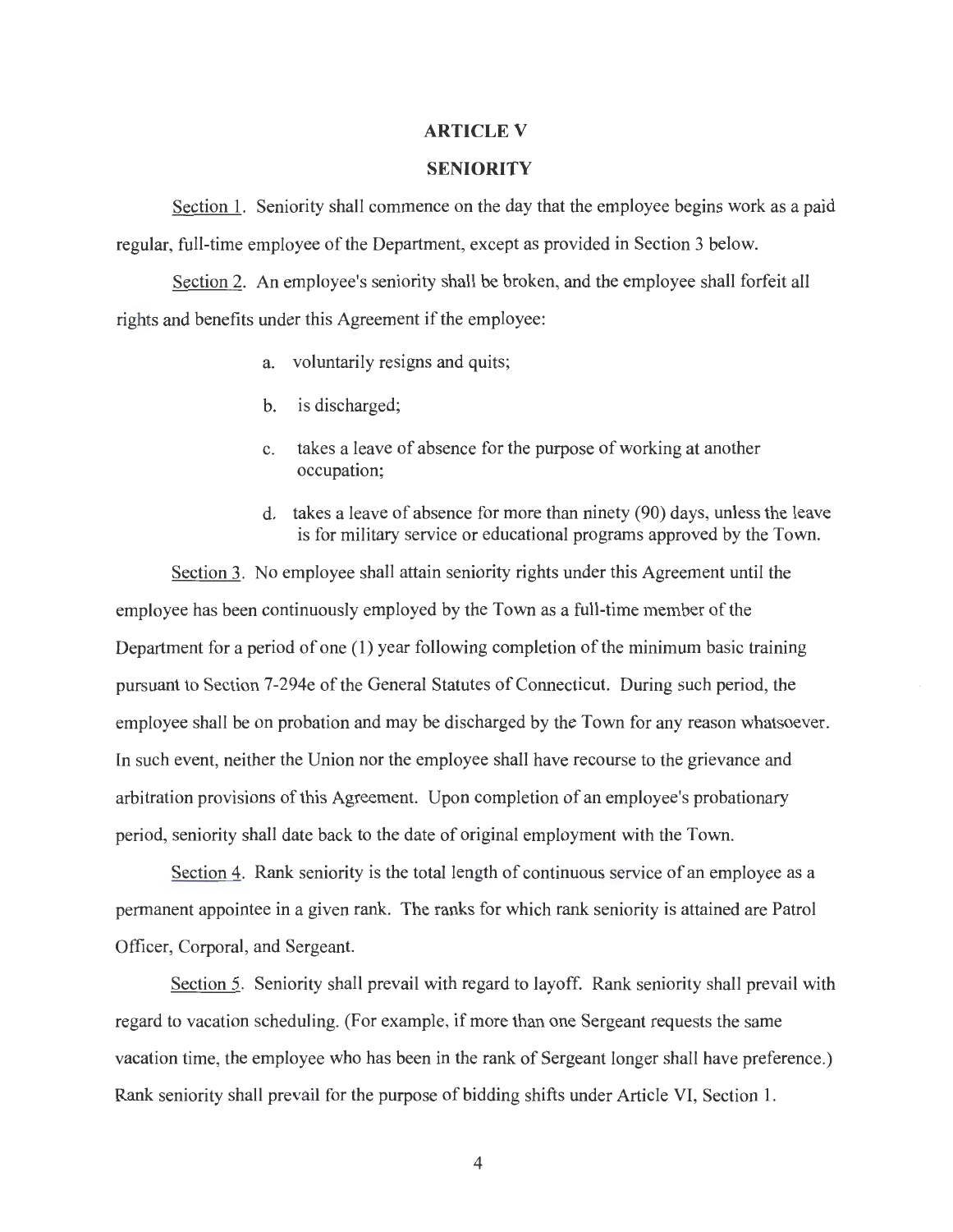# ARTICLE V

## SENIORITY

Section 1. Seniority shall commence on the day that the employee begins work as a paid regular, full-time employee of the Department, except as provided in Section 3 below.

Section 2. An employee's seniority shall be broken, and the employee shall forfeit all rights and benefits under this Agreement if the employee:

a. voluntarily resigns and quits;

b. is discharged;

c. takes a leave of absence for the purpose of working at another occupation;

d. takes a leave of absence for more than ninety (90) days, unless the leave is for military service or educational programs approved by the Town.

Section 3. No employee shall attain seniority rights under this Agreement until the employee has been continuously employed by the Town as a full-time member of the Department for a period of one (1) year following completion of the minimum basic training pursuant to Section 7-294e of the General Statutes of Connecticut. During such period, the employee shall be on probation and may be discharged by the Town for any reason whatsoever. In such event, neither the Union nor the employee shall have recourse to the grievance and arbitration provisions of this Agreement. Upon completion of an employee's probationary period, seniority shall date back to the date of original employment with the Town.

Section 4. Rank seniority is the total length of continuous service of an employee as a permanent appointee in a given rank. The ranks for which rank seniority is attained are Patrol Officer, Corporal, and Sergeant.

Section 5. Seniority shall prevail with regard to layoff. Rank seniority shall prevail with regard to vacation scheduling. (For example, if more than one Sergeant requests the same vacation time, the employee who has been in the rank of Sergeant longer shall have preference.) Rank seniority shall prevail for the purpose of bidding shifts under Article VI, Section 1.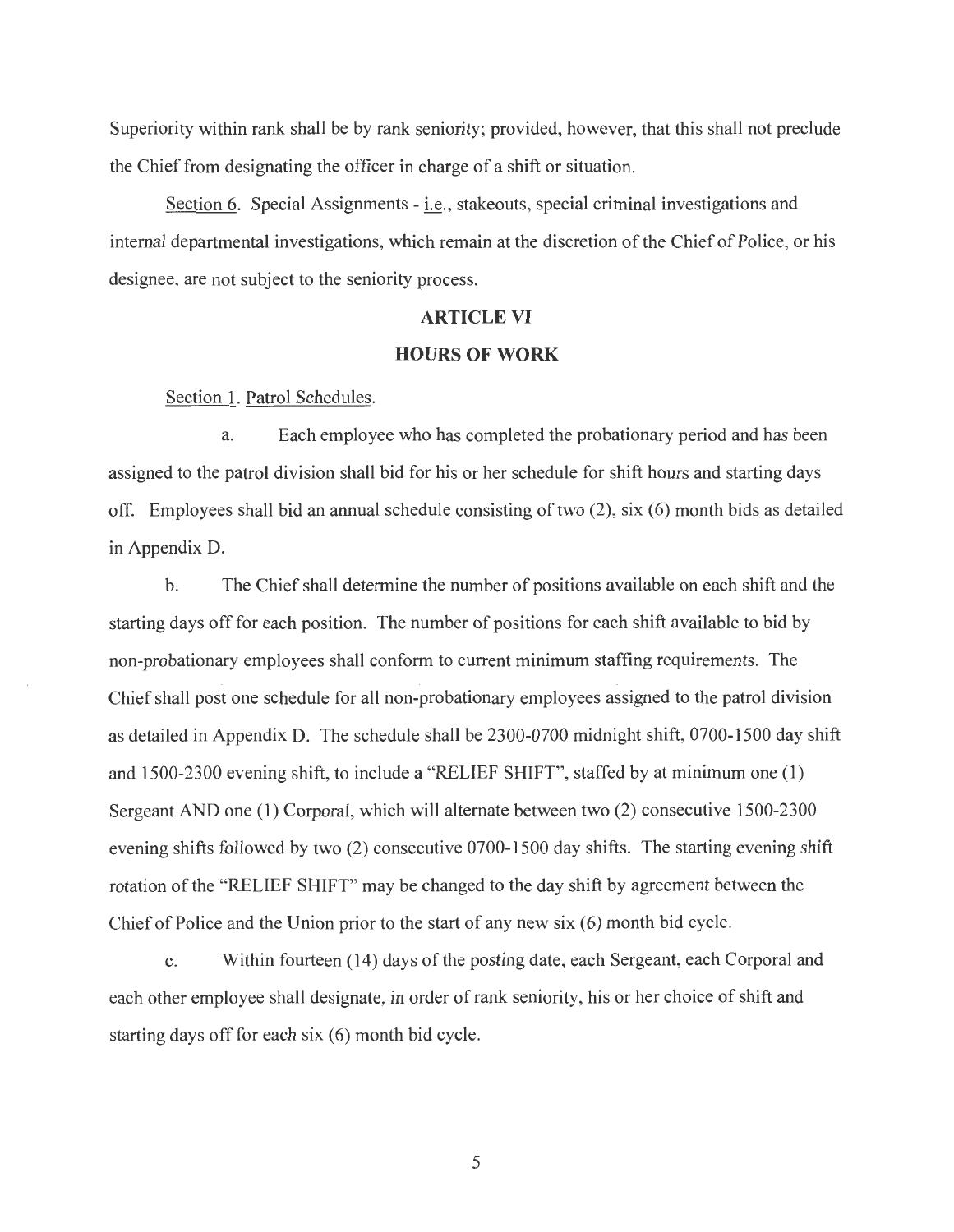Superiority within rank shall be by rank seniority; provided, however, that this shall not preclude the Chief from designating the officer in charge of a shift or situation.

Section 6. Special Assignments - i.e., stakeouts, special criminal investigations and internal departmental investigations, which remain at the discretion of the Chief of Police, or his designee, are not subject to the seniority process.

## ARTICLE VI

## HOURS OF WORK

Section 1. Patrol Schedules.

a. Each employee who has completed the probationary period and has been assigned to the patrol division shall bid for his or her schedule for shift hours and starting days off. Employees shall bid an annual schedule consisting of two (2), six (6) month bids as detailed in Appendix D.

b. The Chief shall determine the number of positions available on each shift and the starting days off for each position. The number of positions for each shift available to bid by non-probationary employees shall conform to current minimum staffing requirements. The Chief shall post one schedule for all non-probationary employees assigned to the patrol division as detailed in Appendix D. The schedule shall be 2300-0700 midnight shift, 0700-1500 day shift and 1500-2300 evening shift, to include a "RELIEF SHIFT", staffed by at minimum one (1) Sergeant AND one (1) Corporal, which will alternate between two (2) consecutive 1500-2300 evening shifts followed by two (2) consecutive 0700-1500 day shifts. The starting evening shift rotation of the "RELIEF SHIFT" may be changed to the day shift by agreement between the Chief of Police and the Union prior to the start of any new six (6) month bid cycle.

c. Within fourteen (14) days of the posting date, each Sergeant, each Corporal and each other employee shall designate, in order of rank seniority, his or her choice of shift and starting days off for each six (6) month bid cycle.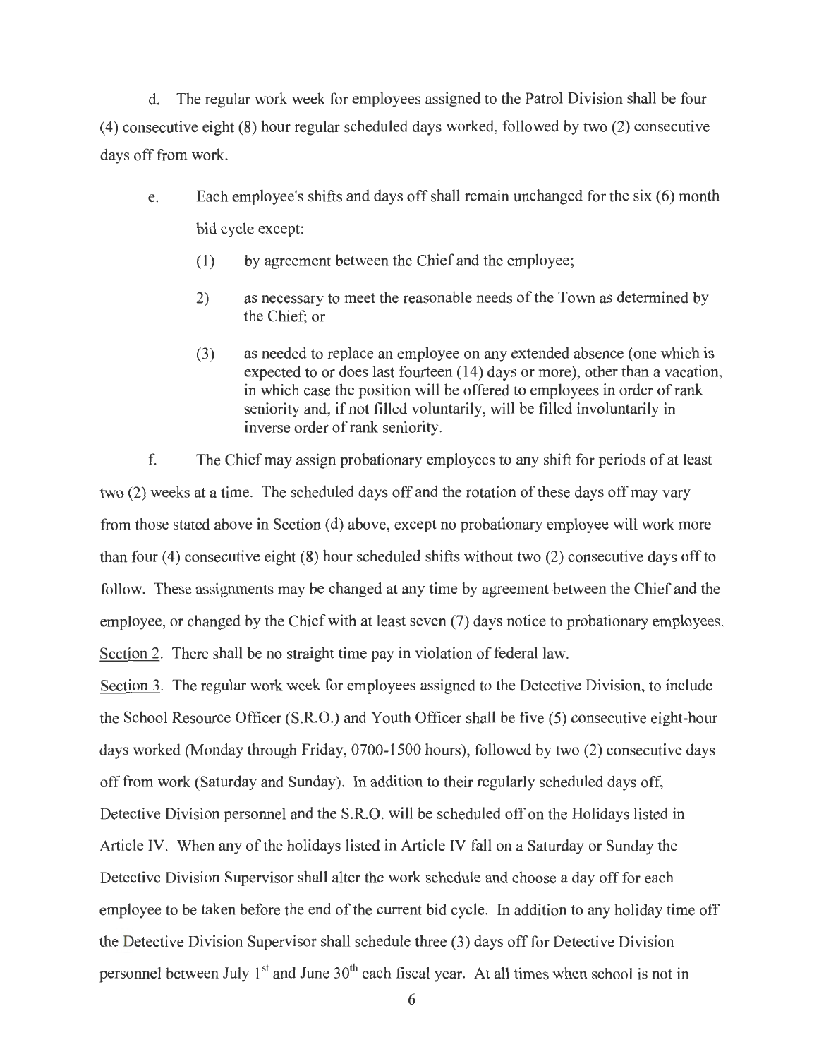d. The regular work week for employees assigned to the Patrol Division shall be four (4) consecutive eight (8) hour regular scheduled days worked, followed by two (2) consecutive days off from work.

e. Each employee's shifts and days off shall remain unchanged for the six (6) month bid cycle except:

(1) by agreement between the Chief and the employee;

2) as necessary to meet the reasonable needs of the Town as determined by the Chief; or

(3) as needed to replace an employee on any extended absence (one which is expected to or does last fourteen (14) days or more), other than a vacation, in which case the position will be offered to employees in order of rank seniority and, if not filled voluntarily, will be filled involuntarily in inverse order of rank seniority.

f. The Chief may assign probationary employees to any shift for periods of at least two (2) weeks at a time. The scheduled days off and the rotation of these days off may vary from those stated above in Section (d) above, except no probationary employee will work more than four (4) consecutive eight (8) hour scheduled shifts without two (2) consecutive days off to follow. These assignments may be changed at any time by agreement between the Chief and the employee, or changed by the Chief with at least seven (7) days notice to probationary employees.

Section 2. There shall be no straight time pay in violation of federal law.

Section 3. The regular work week for employees assigned to the Detective Division, to include the School Resource Officer (S.R.O.) and Youth Officer shall be five (5) consecutive eight-hour days worked (Monday through Friday, 0700-1500 hours), followed by two (2) consecutive days off from work (Saturday and Sunday). In addition to their regularly scheduled days off, Detective Division personnel and the S.R.O. will be scheduled off on the Holidays listed in Article IV. When any of the holidays listed in Article IV fall on a Saturday or Sunday the Detective Division Supervisor shall alter the work schedule and choose a day off for each employee to be taken before the end of the current bid cycle. In addition to any holiday time off the Detective Division Supervisor shall schedule three (3) days off for Detective Division personnel between July 1st and June 30th each fiscal year. At all times when school is not in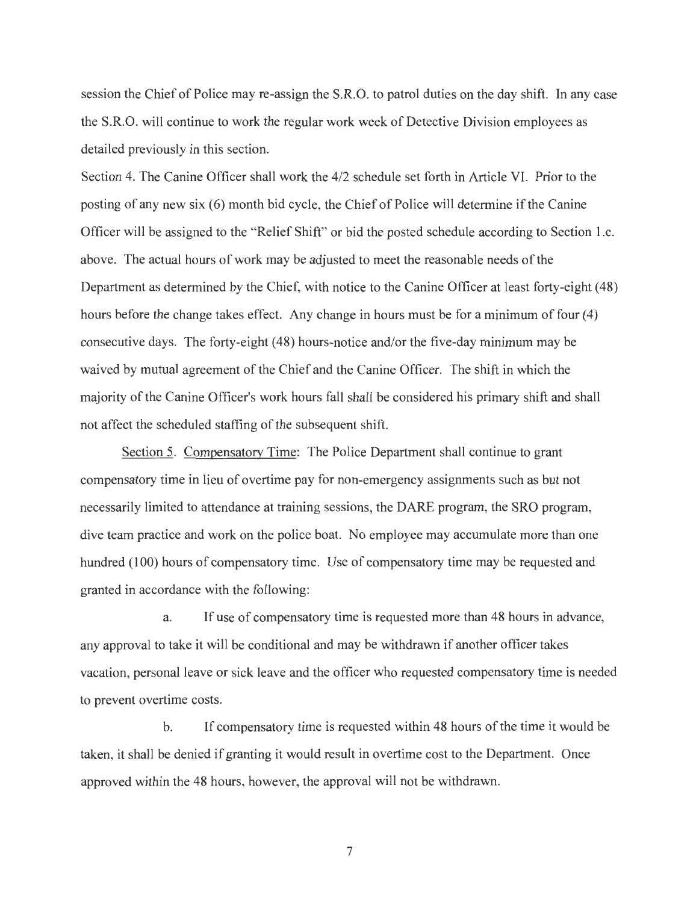session the Chief of Police may re-assign the S.R.O. to patrol duties on the day shift. In any case the S.R.O. will continue to work the regular work week of Detective Division employees as detailed previously in this section.

Section 4. The Canine Officer shall work the 4/2 schedule set forth in Article VI. Prior to the posting of any new six (6) month bid cycle, the Chief of Police will determine if the Canine Officer will be assigned to the "Relief Shift" or bid the posted schedule according to Section 1.c. above. The actual hours of work may be adjusted to meet the reasonable needs of the Department as determined by the Chief, with notice to the Canine Officer at least forty-eight (48) hours before the change takes effect. Any change in hours must be for a minimum of four (4) consecutive days. The forty-eight (48) hours-notice and/or the five-day minimum may be waived by mutual agreement of the Chief and the Canine Officer. The shift in which the majority of the Canine Officer's work hours fall shall be considered his primary shift and shall not affect the scheduled staffing of the subsequent shift.

<u>Section 5</u>. <u>Compensatory Time</u>: The Police Department shall continue to grant compensatory time in lieu of overtime pay for non-emergency assignments such as but not necessarily limited to attendance at training sessions, the DARE program, the SRO program, dive team practice and work on the police boat. No employee may accumulate more than one hundred (100) hours of compensatory time. Use of compensatory time may be requested and granted in accordance with the following:

a. If use of compensatory time is requested more than 48 hours in advance, any approval to take it will be conditional and may be withdrawn if another officer takes vacation, personal leave or sick leave and the officer who requested compensatory time is needed to prevent overtime costs.

b. If compensatory time is requested within 48 hours of the time it would be taken, it shall be denied if granting it would result in overtime cost to the Department. Once approved within the 48 hours, however, the approval will not be withdrawn.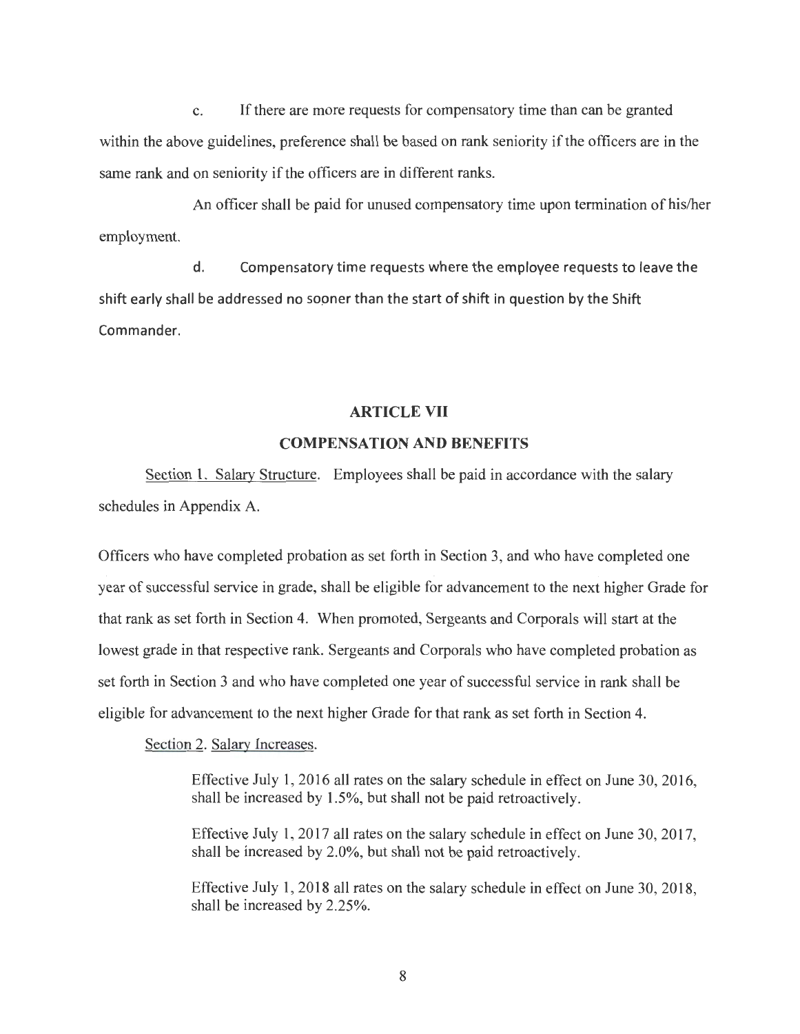c. If there are more requests for compensatory time than can be granted within the above guidelines, preference shall be based on rank seniority if the officers are in the same rank and on seniority if the officers are in different ranks.

An officer shall be paid for unused compensatory time upon termination of his/her employment.

d. Compensatory time requests where the employee requests to leave the shift early shall be addressed no sooner than the start of shift in question by the Shift Commander.

## ARTICLE VII

## COMPENSATION AND BENEFITS

Section 1. Salary Structure. Employees shall be paid in accordance with the salary schedules in Appendix A.

Officers who have completed probation as set forth in Section 3, and who have completed one year of successful service in grade, shall be eligible for advancement to the next higher Grade for that rank as set forth in Section 4. When promoted, Sergeants and Corporals will start at the lowest grade in that respective rank. Sergeants and Corporals who have completed probation as set forth in Section 3 and who have completed one year of successful service in rank shall be eligible for advancement to the next higher Grade for that rank as set forth in Section 4.

Section 2. Salary Increases.

> Effective July 1, 2016 all rates on the salary schedule in effect on June 30, 2016, shall be increased by 1.5%, but shall not be paid retroactively.
>
> Effective July 1, 2017 all rates on the salary schedule in effect on June 30, 2017, shall be increased by 2.0%, but shall not be paid retroactively.
>
> Effective July 1, 2018 all rates on the salary schedule in effect on June 30, 2018, shall be increased by 2.25%.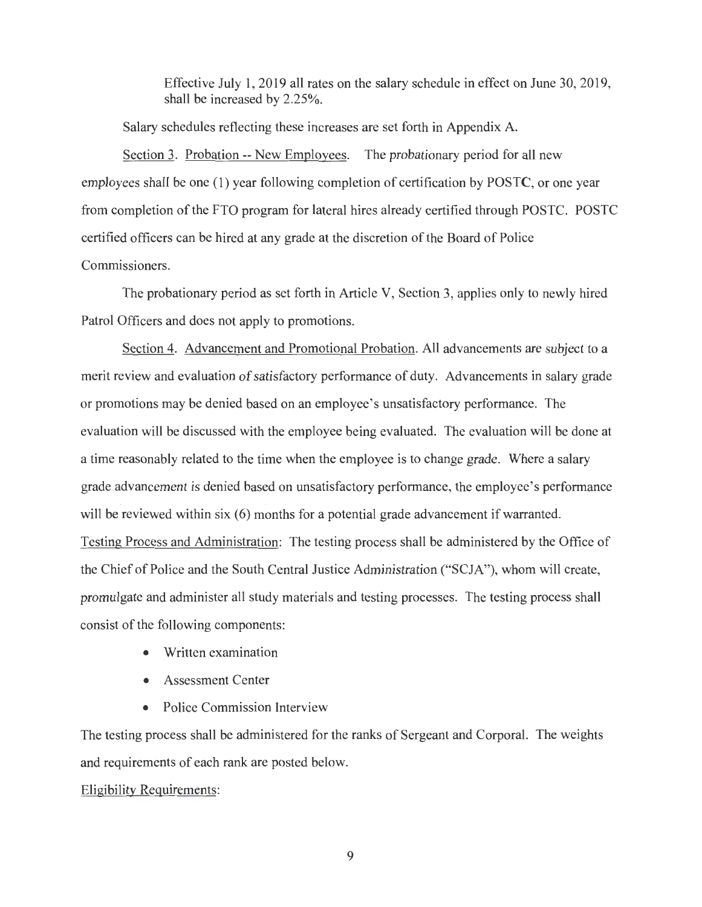Effective July 1, 2019 all rates on the salary schedule in effect on June 30, 2019, shall be increased by 2.25%.

Salary schedules reflecting these increases are set forth in Appendix A.

Section 3. Probation -- New Employees. The probationary period for all new employees shall be one (1) year following completion of certification by POSTC, or one year from completion of the FTO program for lateral hires already certified through POSTC. POSTC certified officers can be hired at any grade at the discretion of the Board of Police Commissioners.

The probationary period as set forth in Article V, Section 3, applies only to newly hired Patrol Officers and does not apply to promotions.

Section 4. Advancement and Promotional Probation. All advancements are subject to a merit review and evaluation of satisfactory performance of duty. Advancements in salary grade or promotions may be denied based on an employee's unsatisfactory performance. The evaluation will be discussed with the employee being evaluated. The evaluation will be done at a time reasonably related to the time when the employee is to change grade. Where a salary grade advancement is denied based on unsatisfactory performance, the employee's performance will be reviewed within six (6) months for a potential grade advancement if warranted.

Testing Process and Administration: The testing process shall be administered by the Office of the Chief of Police and the South Central Justice Administration ("SCJA"), whom will create, promulgate and administer all study materials and testing processes. The testing process shall consist of the following components:

- Written examination
- Assessment Center
- Police Commission Interview

The testing process shall be administered for the ranks of Sergeant and Corporal. The weights and requirements of each rank are posted below.

Eligibility Requirements: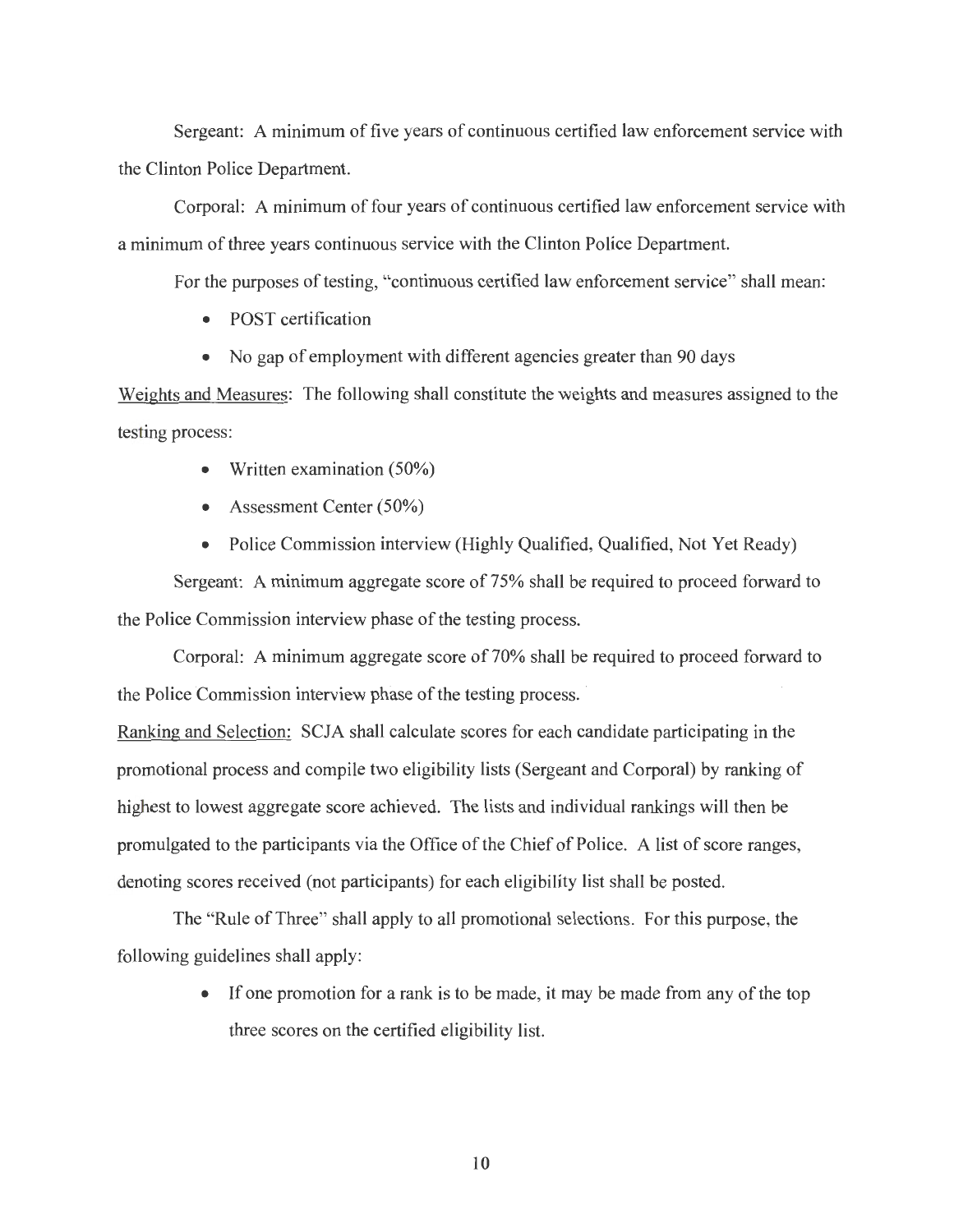Sergeant: A minimum of five years of continuous certified law enforcement service with the Clinton Police Department.

Corporal: A minimum of four years of continuous certified law enforcement service with a minimum of three years continuous service with the Clinton Police Department.

For the purposes of testing, "continuous certified law enforcement service" shall mean:

- POST certification
- No gap of employment with different agencies greater than 90 days

Weights and Measures: The following shall constitute the weights and measures assigned to the testing process:

- Written examination (50%)
- Assessment Center (50%)
- Police Commission interview (Highly Qualified, Qualified, Not Yet Ready)

Sergeant: A minimum aggregate score of 75% shall be required to proceed forward to the Police Commission interview phase of the testing process.

Corporal: A minimum aggregate score of 70% shall be required to proceed forward to the Police Commission interview phase of the testing process.

Ranking and Selection: SCJA shall calculate scores for each candidate participating in the promotional process and compile two eligibility lists (Sergeant and Corporal) by ranking of highest to lowest aggregate score achieved. The lists and individual rankings will then be promulgated to the participants via the Office of the Chief of Police. A list of score ranges, denoting scores received (not participants) for each eligibility list shall be posted.

The "Rule of Three" shall apply to all promotional selections. For this purpose, the following guidelines shall apply:

- If one promotion for a rank is to be made, it may be made from any of the top three scores on the certified eligibility list.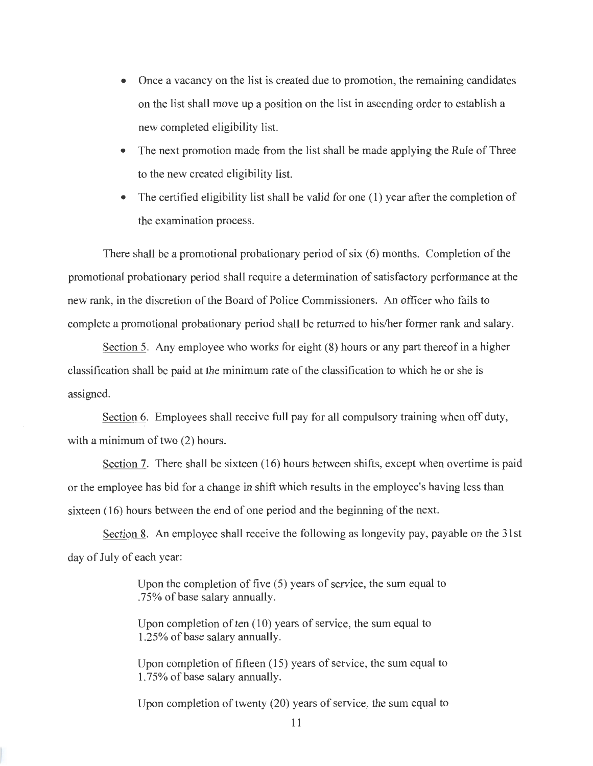- Once a vacancy on the list is created due to promotion, the remaining candidates on the list shall move up a position on the list in ascending order to establish a new completed eligibility list.
- The next promotion made from the list shall be made applying the Rule of Three to the new created eligibility list.
- The certified eligibility list shall be valid for one (1) year after the completion of the examination process.

There shall be a promotional probationary period of six (6) months. Completion of the promotional probationary period shall require a determination of satisfactory performance at the new rank, in the discretion of the Board of Police Commissioners. An officer who fails to complete a promotional probationary period shall be returned to his/her former rank and salary.

Section 5. Any employee who works for eight (8) hours or any part thereof in a higher classification shall be paid at the minimum rate of the classification to which he or she is assigned.

Section 6. Employees shall receive full pay for all compulsory training when off duty, with a minimum of two (2) hours.

Section 7. There shall be sixteen (16) hours between shifts, except when overtime is paid or the employee has bid for a change in shift which results in the employee's having less than sixteen (16) hours between the end of one period and the beginning of the next.

Section 8. An employee shall receive the following as longevity pay, payable on the 31st day of July of each year:

> Upon the completion of five (5) years of service, the sum equal to .75% of base salary annually.
>
> Upon completion of ten (10) years of service, the sum equal to 1.25% of base salary annually.
>
> Upon completion of fifteen (15) years of service, the sum equal to 1.75% of base salary annually.
>
> Upon completion of twenty (20) years of service, the sum equal to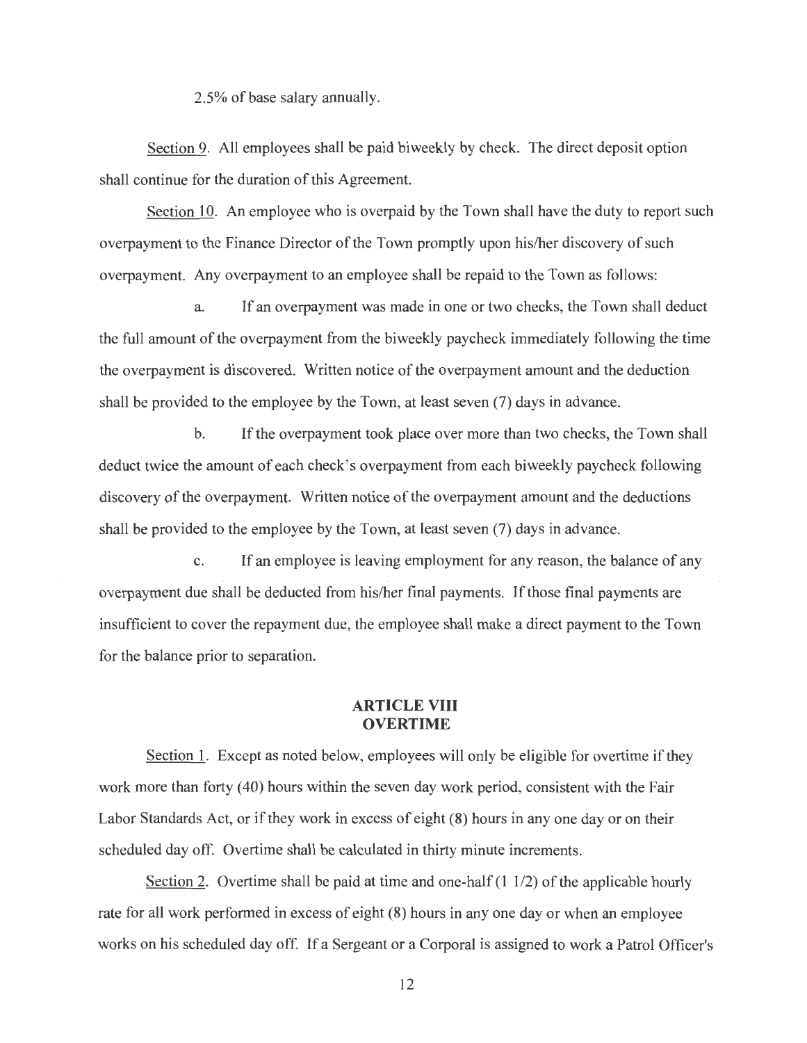2.5% of base salary annually.

Section 9. All employees shall be paid biweekly by check. The direct deposit option shall continue for the duration of this Agreement.

Section 10. An employee who is overpaid by the Town shall have the duty to report such overpayment to the Finance Director of the Town promptly upon his/her discovery of such overpayment. Any overpayment to an employee shall be repaid to the Town as follows:

a. If an overpayment was made in one or two checks, the Town shall deduct the full amount of the overpayment from the biweekly paycheck immediately following the time the overpayment is discovered. Written notice of the overpayment amount and the deduction shall be provided to the employee by the Town, at least seven (7) days in advance.

b. If the overpayment took place over more than two checks, the Town shall deduct twice the amount of each check's overpayment from each biweekly paycheck following discovery of the overpayment. Written notice of the overpayment amount and the deductions shall be provided to the employee by the Town, at least seven (7) days in advance.

c. If an employee is leaving employment for any reason, the balance of any overpayment due shall be deducted from his/her final payments. If those final payments are insufficient to cover the repayment due, the employee shall make a direct payment to the Town for the balance prior to separation.

## ARTICLE VIII
## OVERTIME

Section 1. Except as noted below, employees will only be eligible for overtime if they work more than forty (40) hours within the seven day work period, consistent with the Fair Labor Standards Act, or if they work in excess of eight (8) hours in any one day or on their scheduled day off. Overtime shall be calculated in thirty minute increments.

Section 2. Overtime shall be paid at time and one-half (1 1/2) of the applicable hourly rate for all work performed in excess of eight (8) hours in any one day or when an employee works on his scheduled day off. If a Sergeant or a Corporal is assigned to work a Patrol Officer's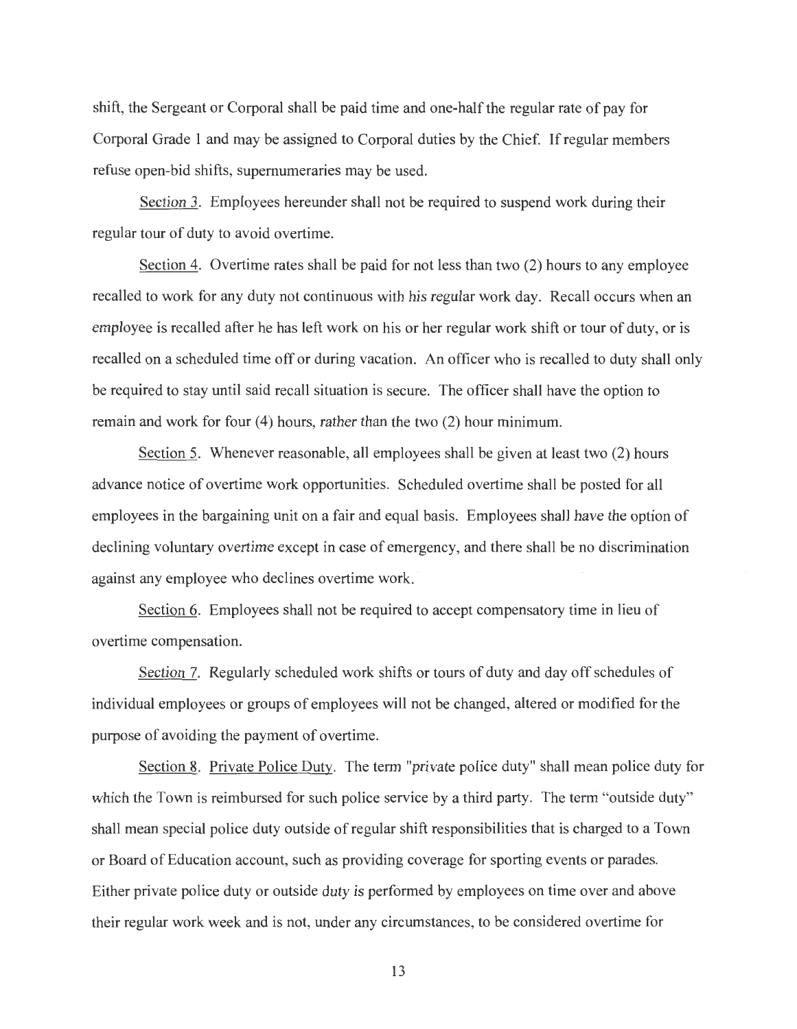shift, the Sergeant or Corporal shall be paid time and one-half the regular rate of pay for Corporal Grade 1 and may be assigned to Corporal duties by the Chief. If regular members refuse open-bid shifts, supernumeraries may be used.

Section 3. Employees hereunder shall not be required to suspend work during their regular tour of duty to avoid overtime.

Section 4. Overtime rates shall be paid for not less than two (2) hours to any employee recalled to work for any duty not continuous with his regular work day. Recall occurs when an employee is recalled after he has left work on his or her regular work shift or tour of duty, or is recalled on a scheduled time off or during vacation. An officer who is recalled to duty shall only be required to stay until said recall situation is secure. The officer shall have the option to remain and work for four (4) hours, rather than the two (2) hour minimum.

Section 5. Whenever reasonable, all employees shall be given at least two (2) hours advance notice of overtime work opportunities. Scheduled overtime shall be posted for all employees in the bargaining unit on a fair and equal basis. Employees shall have the option of declining voluntary overtime except in case of emergency, and there shall be no discrimination against any employee who declines overtime work.

Section 6. Employees shall not be required to accept compensatory time in lieu of overtime compensation.

Section 7. Regularly scheduled work shifts or tours of duty and day off schedules of individual employees or groups of employees will not be changed, altered or modified for the purpose of avoiding the payment of overtime.

Section 8. Private Police Duty. The term "private police duty" shall mean police duty for which the Town is reimbursed for such police service by a third party. The term "outside duty" shall mean special police duty outside of regular shift responsibilities that is charged to a Town or Board of Education account, such as providing coverage for sporting events or parades. Either private police duty or outside duty is performed by employees on time over and above their regular work week and is not, under any circumstances, to be considered overtime for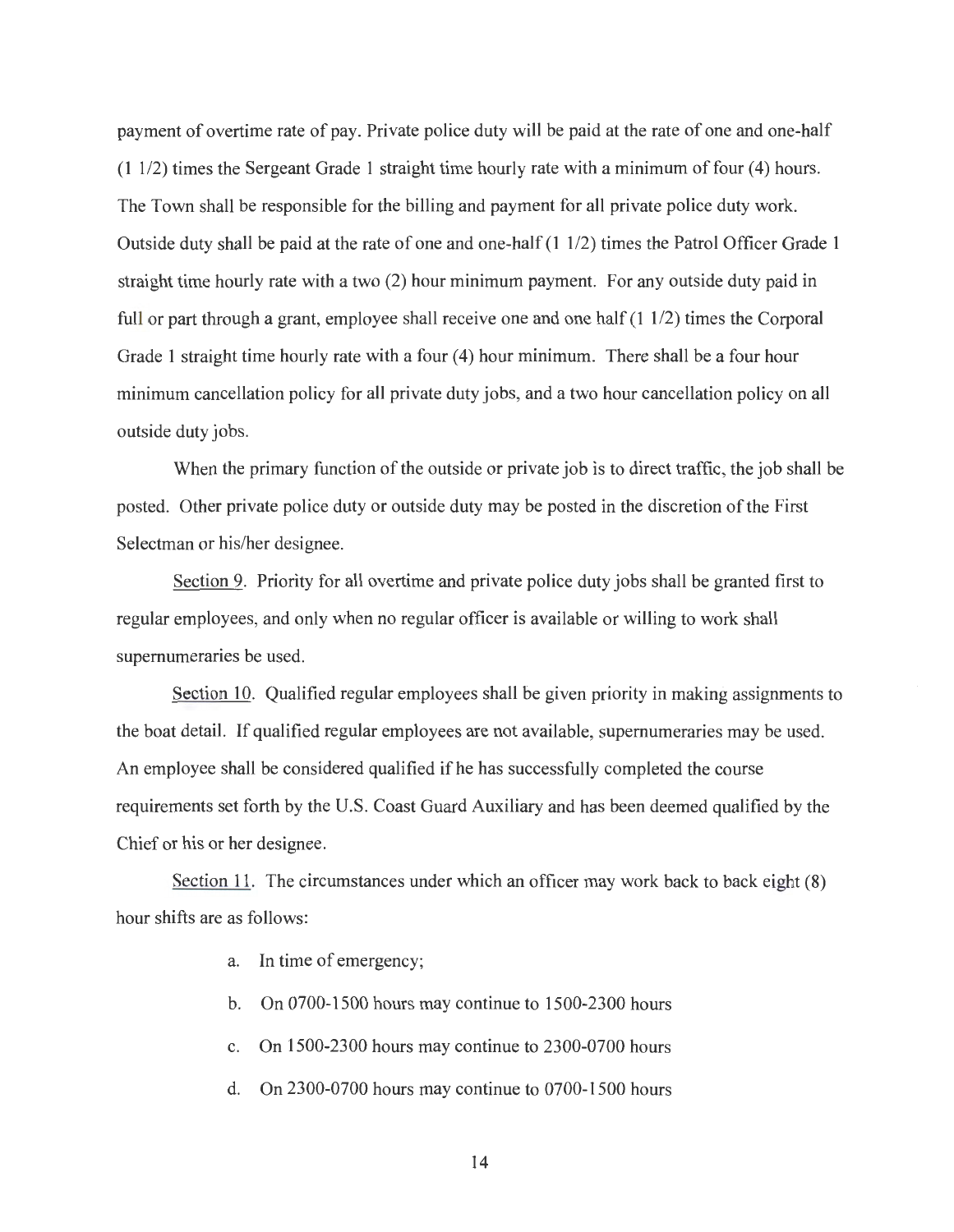payment of overtime rate of pay. Private police duty will be paid at the rate of one and one-half (1 1/2) times the Sergeant Grade 1 straight time hourly rate with a minimum of four (4) hours. The Town shall be responsible for the billing and payment for all private police duty work. Outside duty shall be paid at the rate of one and one-half (1 1/2) times the Patrol Officer Grade 1 straight time hourly rate with a two (2) hour minimum payment. For any outside duty paid in full or part through a grant, employee shall receive one and one half (1 1/2) times the Corporal Grade 1 straight time hourly rate with a four (4) hour minimum. There shall be a four hour minimum cancellation policy for all private duty jobs, and a two hour cancellation policy on all outside duty jobs.

When the primary function of the outside or private job is to direct traffic, the job shall be posted. Other private police duty or outside duty may be posted in the discretion of the First Selectman or his/her designee.

Section 9. Priority for all overtime and private police duty jobs shall be granted first to regular employees, and only when no regular officer is available or willing to work shall supernumeraries be used.

Section 10. Qualified regular employees shall be given priority in making assignments to the boat detail. If qualified regular employees are not available, supernumeraries may be used. An employee shall be considered qualified if he has successfully completed the course requirements set forth by the U.S. Coast Guard Auxiliary and has been deemed qualified by the Chief or his or her designee.

Section 11. The circumstances under which an officer may work back to back eight (8) hour shifts are as follows:

a. In time of emergency;

b. On 0700-1500 hours may continue to 1500-2300 hours

c. On 1500-2300 hours may continue to 2300-0700 hours

d. On 2300-0700 hours may continue to 0700-1500 hours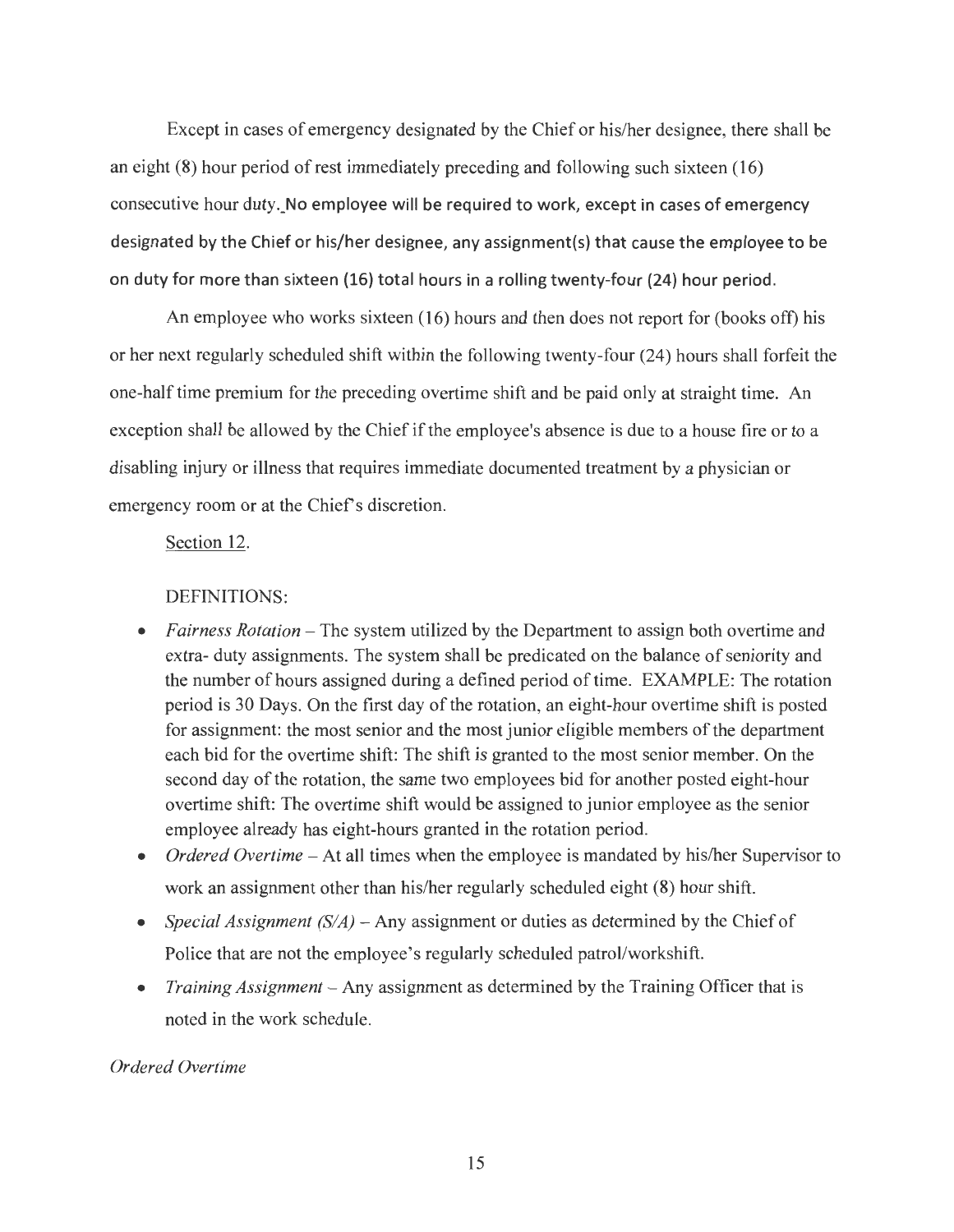Except in cases of emergency designated by the Chief or his/her designee, there shall be an eight (8) hour period of rest immediately preceding and following such sixteen (16) consecutive hour duty. No employee will be required to work, except in cases of emergency designated by the Chief or his/her designee, any assignment(s) that cause the employee to be on duty for more than sixteen (16) total hours in a rolling twenty-four (24) hour period.

An employee who works sixteen (16) hours and then does not report for (books off) his or her next regularly scheduled shift within the following twenty-four (24) hours shall forfeit the one-half time premium for the preceding overtime shift and be paid only at straight time. An exception shall be allowed by the Chief if the employee's absence is due to a house fire or to a disabling injury or illness that requires immediate documented treatment by a physician or emergency room or at the Chief's discretion.

Section 12.

DEFINITIONS:

- *Fairness Rotation* – The system utilized by the Department to assign both overtime and extra- duty assignments. The system shall be predicated on the balance of seniority and the number of hours assigned during a defined period of time. EXAMPLE: The rotation period is 30 Days. On the first day of the rotation, an eight-hour overtime shift is posted for assignment: the most senior and the most junior eligible members of the department each bid for the overtime shift: The shift is granted to the most senior member. On the second day of the rotation, the same two employees bid for another posted eight-hour overtime shift: The overtime shift would be assigned to junior employee as the senior employee already has eight-hours granted in the rotation period.
- *Ordered Overtime* – At all times when the employee is mandated by his/her Supervisor to work an assignment other than his/her regularly scheduled eight (8) hour shift.
- *Special Assignment (S/A)* – Any assignment or duties as determined by the Chief of Police that are not the employee's regularly scheduled patrol/workshift.
- *Training Assignment* – Any assignment as determined by the Training Officer that is noted in the work schedule.

*Ordered Overtime*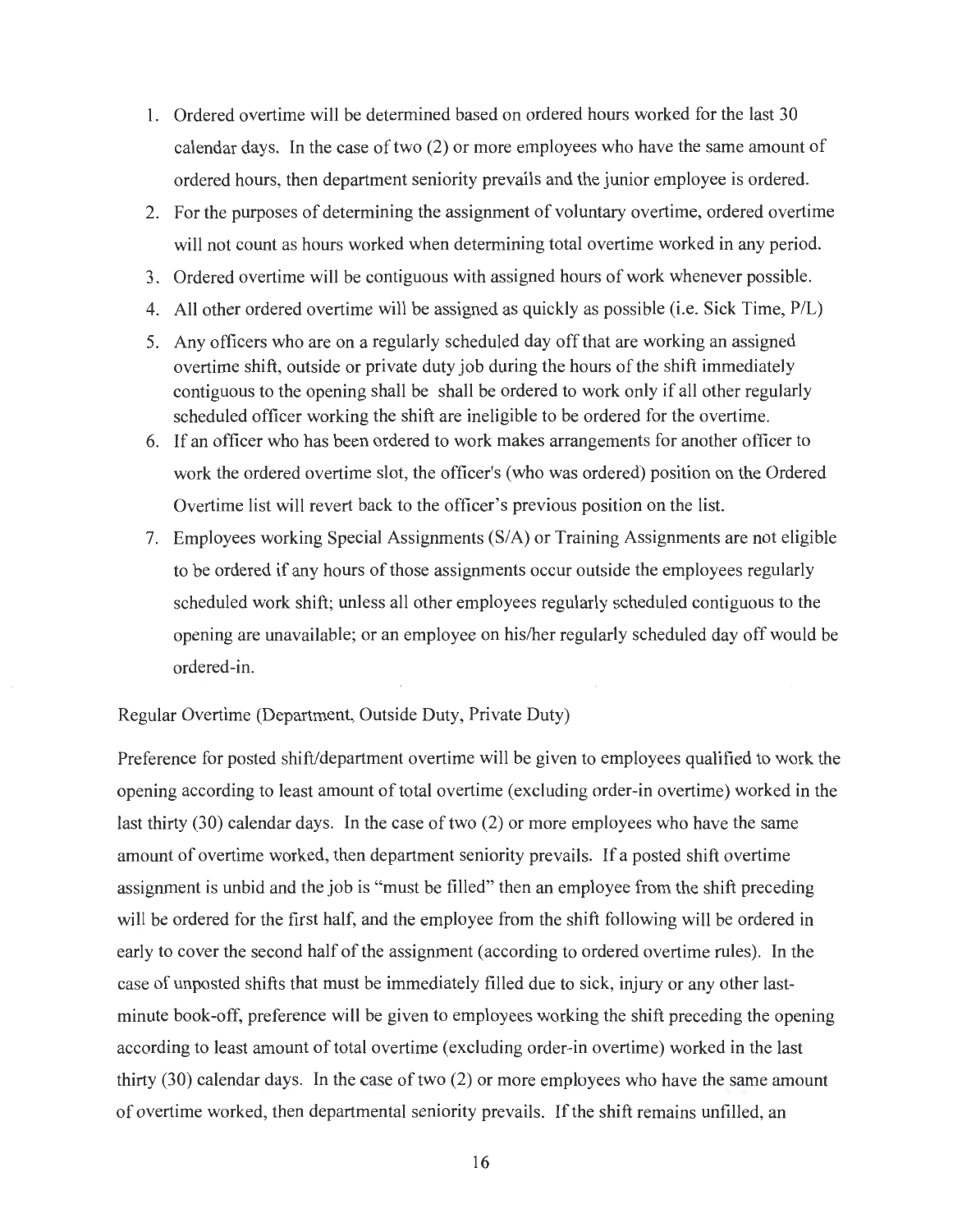1. Ordered overtime will be determined based on ordered hours worked for the last 30 calendar days. In the case of two (2) or more employees who have the same amount of ordered hours, then department seniority prevails and the junior employee is ordered.
2. For the purposes of determining the assignment of voluntary overtime, ordered overtime will not count as hours worked when determining total overtime worked in any period.
3. Ordered overtime will be contiguous with assigned hours of work whenever possible.
4. All other ordered overtime will be assigned as quickly as possible (i.e. Sick Time, P/L)
5. Any officers who are on a regularly scheduled day off that are working an assigned overtime shift, outside or private duty job during the hours of the shift immediately contiguous to the opening shall be shall be ordered to work only if all other regularly scheduled officer working the shift are ineligible to be ordered for the overtime.
6. If an officer who has been ordered to work makes arrangements for another officer to work the ordered overtime slot, the officer's (who was ordered) position on the Ordered Overtime list will revert back to the officer's previous position on the list.
7. Employees working Special Assignments (S/A) or Training Assignments are not eligible to be ordered if any hours of those assignments occur outside the employees regularly scheduled work shift; unless all other employees regularly scheduled contiguous to the opening are unavailable; or an employee on his/her regularly scheduled day off would be ordered-in.

Regular Overtime (Department, Outside Duty, Private Duty)

Preference for posted shift/department overtime will be given to employees qualified to work the opening according to least amount of total overtime (excluding order-in overtime) worked in the last thirty (30) calendar days. In the case of two (2) or more employees who have the same amount of overtime worked, then department seniority prevails. If a posted shift overtime assignment is unbid and the job is "must be filled" then an employee from the shift preceding will be ordered for the first half, and the employee from the shift following will be ordered in early to cover the second half of the assignment (according to ordered overtime rules). In the case of unposted shifts that must be immediately filled due to sick, injury or any other last-minute book-off, preference will be given to employees working the shift preceding the opening according to least amount of total overtime (excluding order-in overtime) worked in the last thirty (30) calendar days. In the case of two (2) or more employees who have the same amount of overtime worked, then departmental seniority prevails. If the shift remains unfilled, an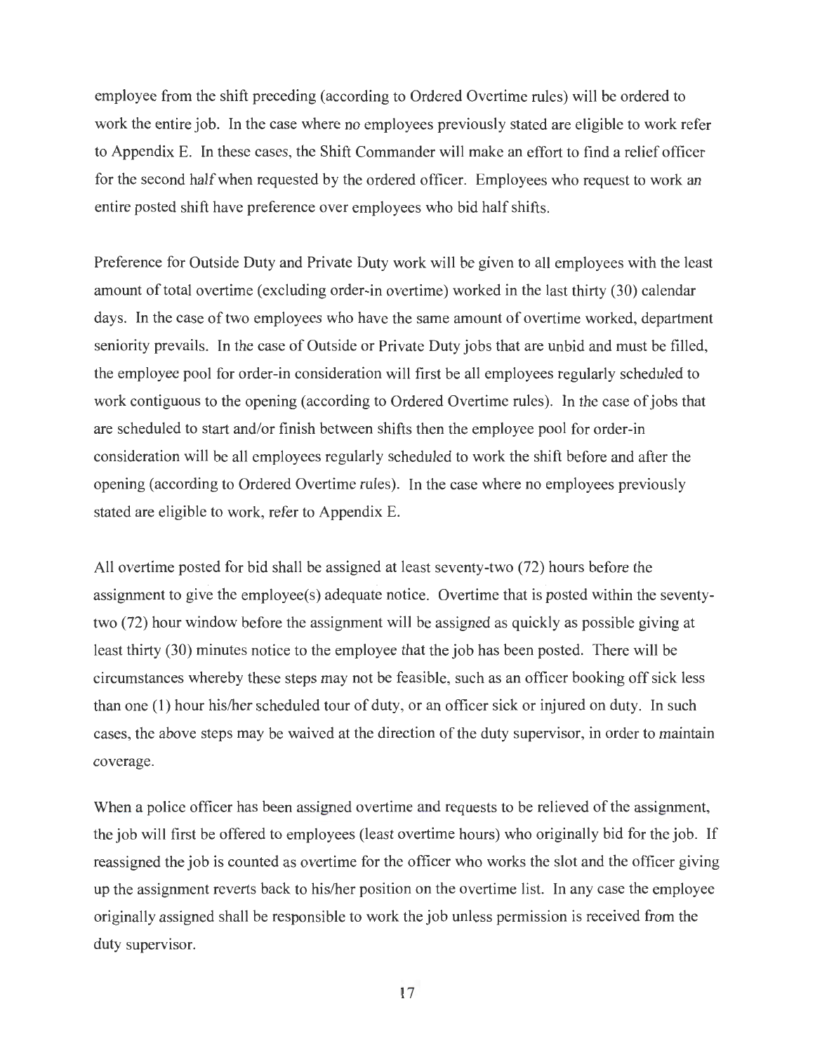employee from the shift preceding (according to Ordered Overtime rules) will be ordered to work the entire job. In the case where no employees previously stated are eligible to work refer to Appendix E. In these cases, the Shift Commander will make an effort to find a relief officer for the second half when requested by the ordered officer. Employees who request to work an entire posted shift have preference over employees who bid half shifts.

Preference for Outside Duty and Private Duty work will be given to all employees with the least amount of total overtime (excluding order-in overtime) worked in the last thirty (30) calendar days. In the case of two employees who have the same amount of overtime worked, department seniority prevails. In the case of Outside or Private Duty jobs that are unbid and must be filled, the employee pool for order-in consideration will first be all employees regularly scheduled to work contiguous to the opening (according to Ordered Overtime rules). In the case of jobs that are scheduled to start and/or finish between shifts then the employee pool for order-in consideration will be all employees regularly scheduled to work the shift before and after the opening (according to Ordered Overtime rules). In the case where no employees previously stated are eligible to work, refer to Appendix E.

All overtime posted for bid shall be assigned at least seventy-two (72) hours before the assignment to give the employee(s) adequate notice. Overtime that is posted within the seventy-two (72) hour window before the assignment will be assigned as quickly as possible giving at least thirty (30) minutes notice to the employee that the job has been posted. There will be circumstances whereby these steps may not be feasible, such as an officer booking off sick less than one (1) hour his/her scheduled tour of duty, or an officer sick or injured on duty. In such cases, the above steps may be waived at the direction of the duty supervisor, in order to maintain coverage.

When a police officer has been assigned overtime and requests to be relieved of the assignment, the job will first be offered to employees (least overtime hours) who originally bid for the job. If reassigned the job is counted as overtime for the officer who works the slot and the officer giving up the assignment reverts back to his/her position on the overtime list. In any case the employee originally assigned shall be responsible to work the job unless permission is received from the duty supervisor.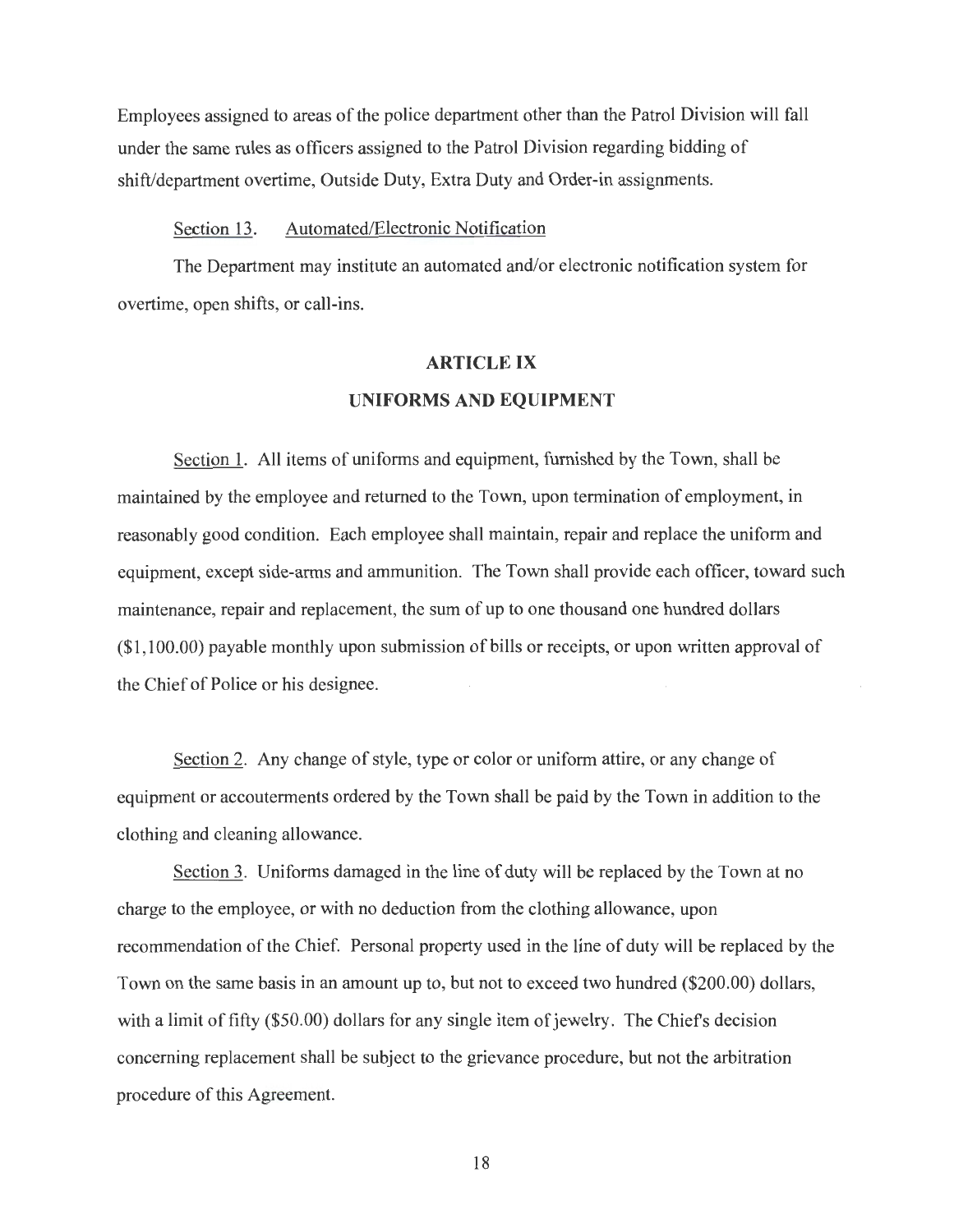Employees assigned to areas of the police department other than the Patrol Division will fall under the same rules as officers assigned to the Patrol Division regarding bidding of shift/department overtime, Outside Duty, Extra Duty and Order-in assignments.

Section 13. Automated/Electronic Notification

The Department may institute an automated and/or electronic notification system for overtime, open shifts, or call-ins.

## ARTICLE IX

## UNIFORMS AND EQUIPMENT

Section 1. All items of uniforms and equipment, furnished by the Town, shall be maintained by the employee and returned to the Town, upon termination of employment, in reasonably good condition. Each employee shall maintain, repair and replace the uniform and equipment, except side-arms and ammunition. The Town shall provide each officer, toward such maintenance, repair and replacement, the sum of up to one thousand one hundred dollars ($1,100.00) payable monthly upon submission of bills or receipts, or upon written approval of the Chief of Police or his designee.

Section 2. Any change of style, type or color or uniform attire, or any change of equipment or accouterments ordered by the Town shall be paid by the Town in addition to the clothing and cleaning allowance.

Section 3. Uniforms damaged in the line of duty will be replaced by the Town at no charge to the employee, or with no deduction from the clothing allowance, upon recommendation of the Chief. Personal property used in the line of duty will be replaced by the Town on the same basis in an amount up to, but not to exceed two hundred ($200.00) dollars, with a limit of fifty ($50.00) dollars for any single item of jewelry. The Chief's decision concerning replacement shall be subject to the grievance procedure, but not the arbitration procedure of this Agreement.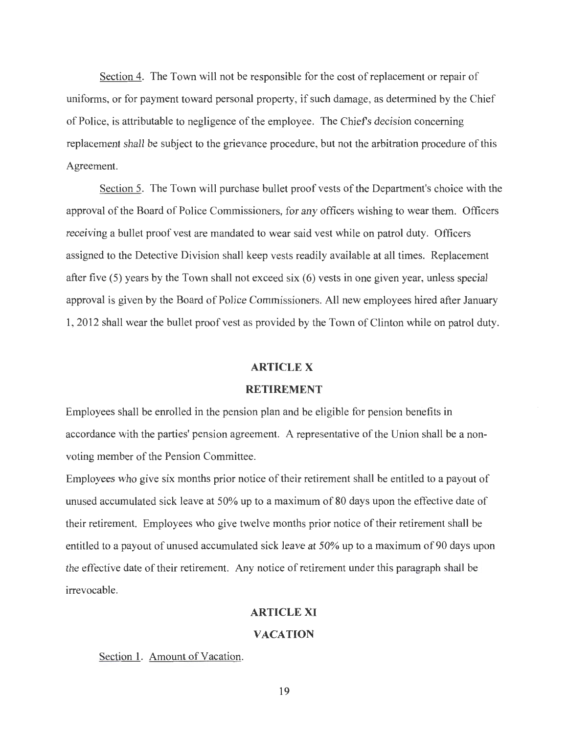Section 4. The Town will not be responsible for the cost of replacement or repair of uniforms, or for payment toward personal property, if such damage, as determined by the Chief of Police, is attributable to negligence of the employee. The Chief's decision concerning replacement shall be subject to the grievance procedure, but not the arbitration procedure of this Agreement.

Section 5. The Town will purchase bullet proof vests of the Department's choice with the approval of the Board of Police Commissioners, for any officers wishing to wear them. Officers receiving a bullet proof vest are mandated to wear said vest while on patrol duty. Officers assigned to the Detective Division shall keep vests readily available at all times. Replacement after five (5) years by the Town shall not exceed six (6) vests in one given year, unless special approval is given by the Board of Police Commissioners. All new employees hired after January 1, 2012 shall wear the bullet proof vest as provided by the Town of Clinton while on patrol duty.

## ARTICLE X

## RETIREMENT

Employees shall be enrolled in the pension plan and be eligible for pension benefits in accordance with the parties' pension agreement. A representative of the Union shall be a non-voting member of the Pension Committee.

Employees who give six months prior notice of their retirement shall be entitled to a payout of unused accumulated sick leave at 50% up to a maximum of 80 days upon the effective date of their retirement. Employees who give twelve months prior notice of their retirement shall be entitled to a payout of unused accumulated sick leave at 50% up to a maximum of 90 days upon the effective date of their retirement. Any notice of retirement under this paragraph shall be irrevocable.

## ARTICLE XI

## VACATION

Section 1. Amount of Vacation.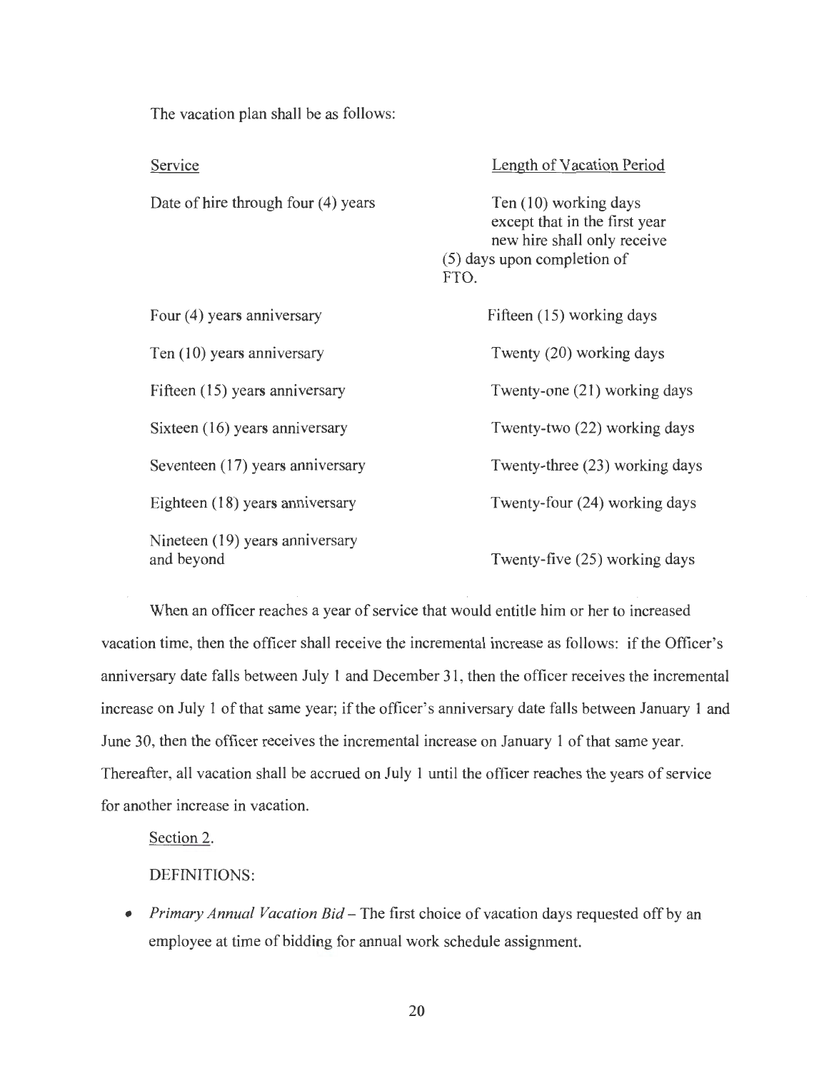The vacation plan shall be as follows:

| Service | Length of Vacation Period |
|---|---|
| Date of hire through four (4) years | Ten (10) working days except that in the first year new hire shall only receive (5) days upon completion of FTO. |
| Four (4) years anniversary | Fifteen (15) working days |
| Ten (10) years anniversary | Twenty (20) working days |
| Fifteen (15) years anniversary | Twenty-one (21) working days |
| Sixteen (16) years anniversary | Twenty-two (22) working days |
| Seventeen (17) years anniversary | Twenty-three (23) working days |
| Eighteen (18) years anniversary | Twenty-four (24) working days |
| Nineteen (19) years anniversary and beyond | Twenty-five (25) working days |

When an officer reaches a year of service that would entitle him or her to increased vacation time, then the officer shall receive the incremental increase as follows: if the Officer's anniversary date falls between July 1 and December 31, then the officer receives the incremental increase on July 1 of that same year; if the officer's anniversary date falls between January 1 and June 30, then the officer receives the incremental increase on January 1 of that same year. Thereafter, all vacation shall be accrued on July 1 until the officer reaches the years of service for another increase in vacation.

Section 2.

DEFINITIONS:

- *Primary Annual Vacation Bid* – The first choice of vacation days requested off by an employee at time of bidding for annual work schedule assignment.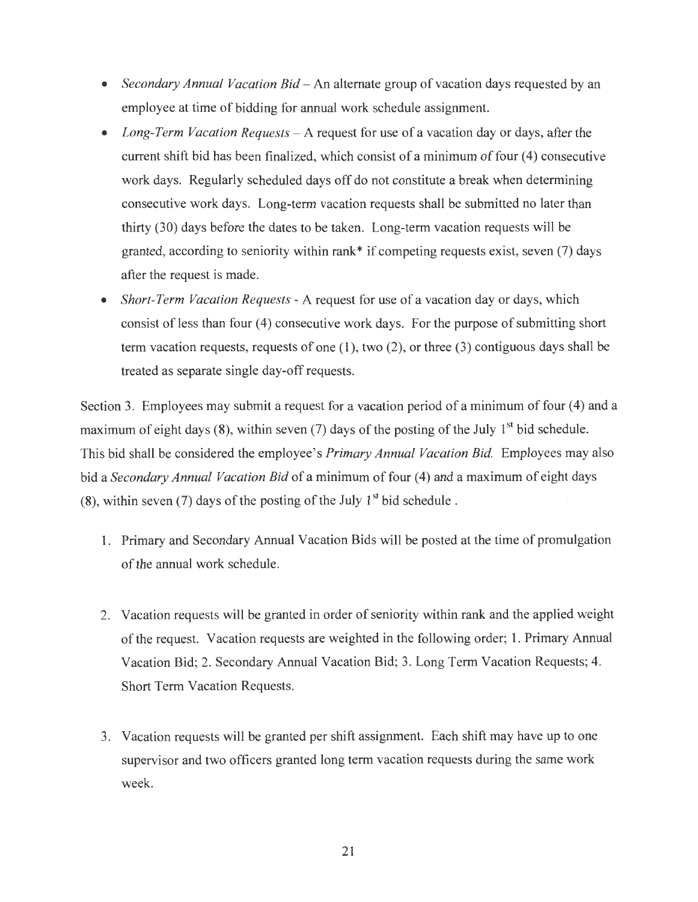- *Secondary Annual Vacation Bid* – An alternate group of vacation days requested by an employee at time of bidding for annual work schedule assignment.
- *Long-Term Vacation Requests* – A request for use of a vacation day or days, after the current shift bid has been finalized, which consist of a minimum of four (4) consecutive work days. Regularly scheduled days off do not constitute a break when determining consecutive work days. Long-term vacation requests shall be submitted no later than thirty (30) days before the dates to be taken. Long-term vacation requests will be granted, according to seniority within rank* if competing requests exist, seven (7) days after the request is made.
- *Short-Term Vacation Requests* - A request for use of a vacation day or days, which consist of less than four (4) consecutive work days. For the purpose of submitting short term vacation requests, requests of one (1), two (2), or three (3) contiguous days shall be treated as separate single day-off requests.

Section 3. Employees may submit a request for a vacation period of a minimum of four (4) and a maximum of eight days (8), within seven (7) days of the posting of the July 1st bid schedule. This bid shall be considered the employee's *Primary Annual Vacation Bid.* Employees may also bid a *Secondary Annual Vacation Bid* of a minimum of four (4) and a maximum of eight days (8), within seven (7) days of the posting of the July 1st bid schedule .

1. Primary and Secondary Annual Vacation Bids will be posted at the time of promulgation of the annual work schedule.

2. Vacation requests will be granted in order of seniority within rank and the applied weight of the request. Vacation requests are weighted in the following order; 1. Primary Annual Vacation Bid; 2. Secondary Annual Vacation Bid; 3. Long Term Vacation Requests; 4. Short Term Vacation Requests.

3. Vacation requests will be granted per shift assignment. Each shift may have up to one supervisor and two officers granted long term vacation requests during the same work week.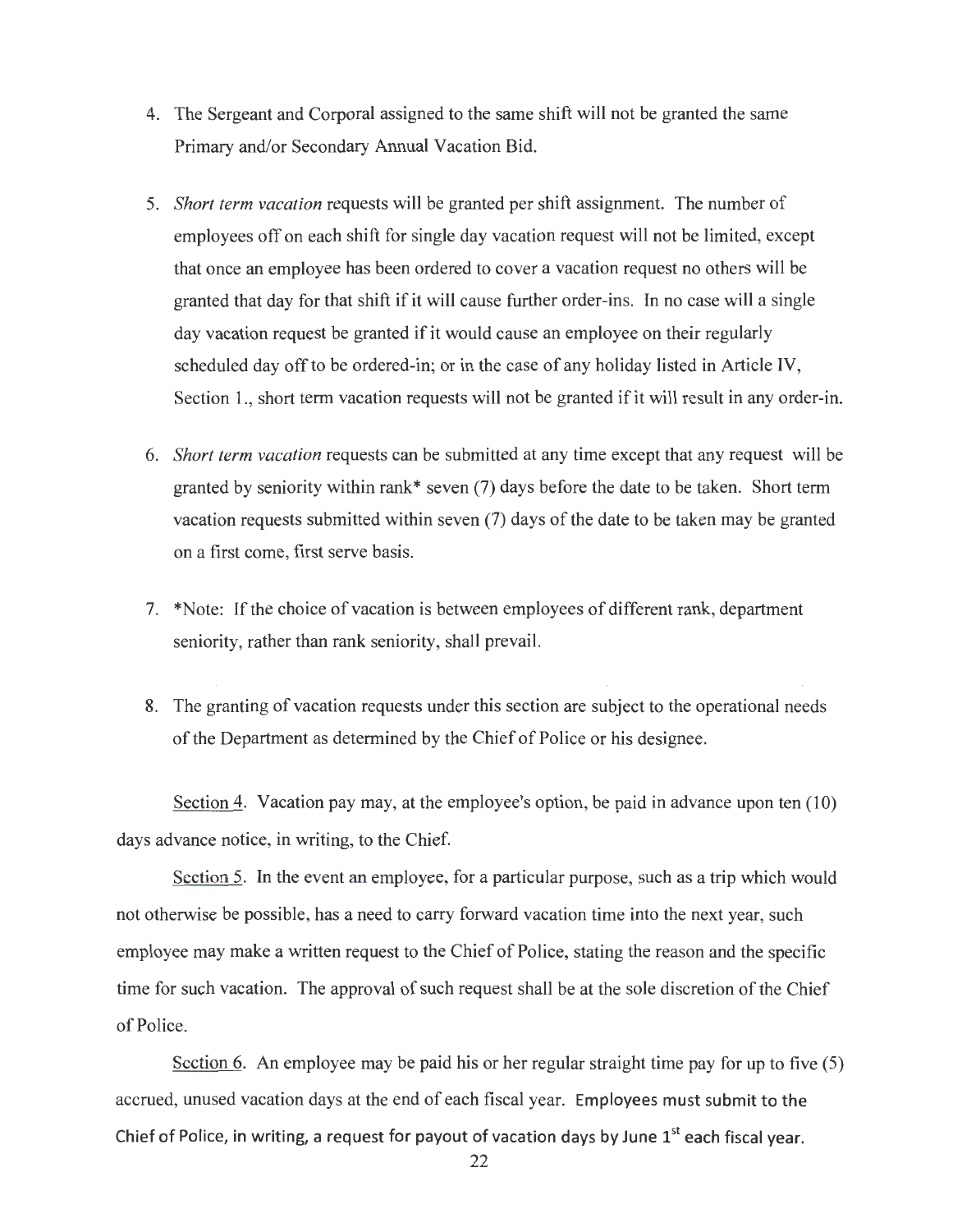4. The Sergeant and Corporal assigned to the same shift will not be granted the same Primary and/or Secondary Annual Vacation Bid.

5. *Short term vacation* requests will be granted per shift assignment. The number of employees off on each shift for single day vacation request will not be limited, except that once an employee has been ordered to cover a vacation request no others will be granted that day for that shift if it will cause further order-ins. In no case will a single day vacation request be granted if it would cause an employee on their regularly scheduled day off to be ordered-in; or in the case of any holiday listed in Article IV, Section 1., short term vacation requests will not be granted if it will result in any order-in.

6. *Short term vacation* requests can be submitted at any time except that any request will be granted by seniority within rank* seven (7) days before the date to be taken. Short term vacation requests submitted within seven (7) days of the date to be taken may be granted on a first come, first serve basis.

7. *Note: If the choice of vacation is between employees of different rank, department seniority, rather than rank seniority, shall prevail.

8. The granting of vacation requests under this section are subject to the operational needs of the Department as determined by the Chief of Police or his designee.

<u>Section 4</u>. Vacation pay may, at the employee's option, be paid in advance upon ten (10) days advance notice, in writing, to the Chief.

<u>Section 5</u>. In the event an employee, for a particular purpose, such as a trip which would not otherwise be possible, has a need to carry forward vacation time into the next year, such employee may make a written request to the Chief of Police, stating the reason and the specific time for such vacation. The approval of such request shall be at the sole discretion of the Chief of Police.

<u>Section 6</u>. An employee may be paid his or her regular straight time pay for up to five (5) accrued, unused vacation days at the end of each fiscal year. Employees must submit to the Chief of Police, in writing, a request for payout of vacation days by June 1st each fiscal year.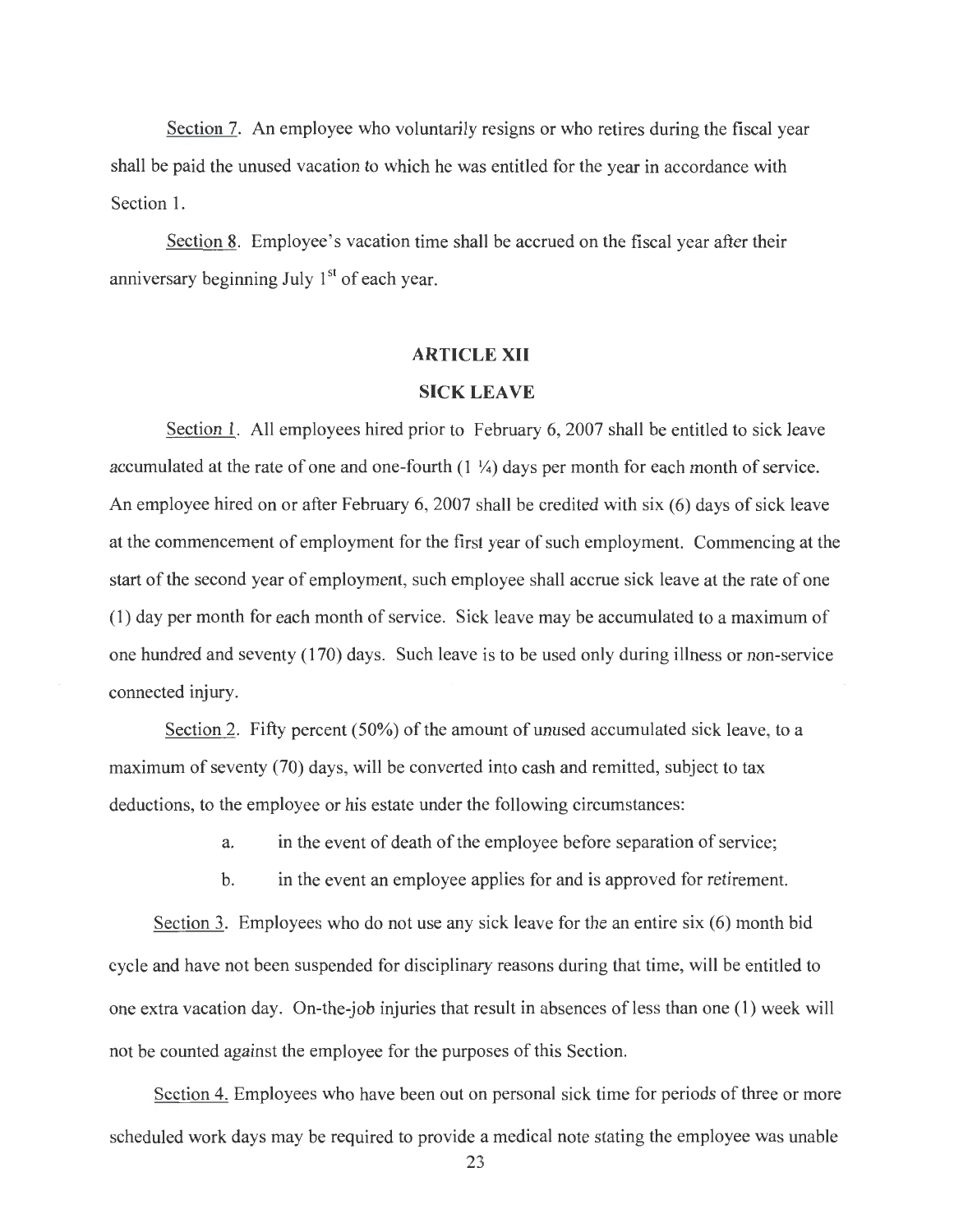Section 7. An employee who voluntarily resigns or who retires during the fiscal year shall be paid the unused vacation to which he was entitled for the year in accordance with Section 1.

Section 8. Employee's vacation time shall be accrued on the fiscal year after their anniversary beginning July 1st of each year.

## ARTICLE XII

## SICK LEAVE

Section 1. All employees hired prior to February 6, 2007 shall be entitled to sick leave accumulated at the rate of one and one-fourth (1 ¼) days per month for each month of service. An employee hired on or after February 6, 2007 shall be credited with six (6) days of sick leave at the commencement of employment for the first year of such employment. Commencing at the start of the second year of employment, such employee shall accrue sick leave at the rate of one (1) day per month for each month of service. Sick leave may be accumulated to a maximum of one hundred and seventy (170) days. Such leave is to be used only during illness or non-service connected injury.

Section 2. Fifty percent (50%) of the amount of unused accumulated sick leave, to a maximum of seventy (70) days, will be converted into cash and remitted, subject to tax deductions, to the employee or his estate under the following circumstances:

a. in the event of death of the employee before separation of service;

b. in the event an employee applies for and is approved for retirement.

Section 3. Employees who do not use any sick leave for the an entire six (6) month bid cycle and have not been suspended for disciplinary reasons during that time, will be entitled to one extra vacation day. On-the-job injuries that result in absences of less than one (1) week will not be counted against the employee for the purposes of this Section.

Section 4. Employees who have been out on personal sick time for periods of three or more scheduled work days may be required to provide a medical note stating the employee was unable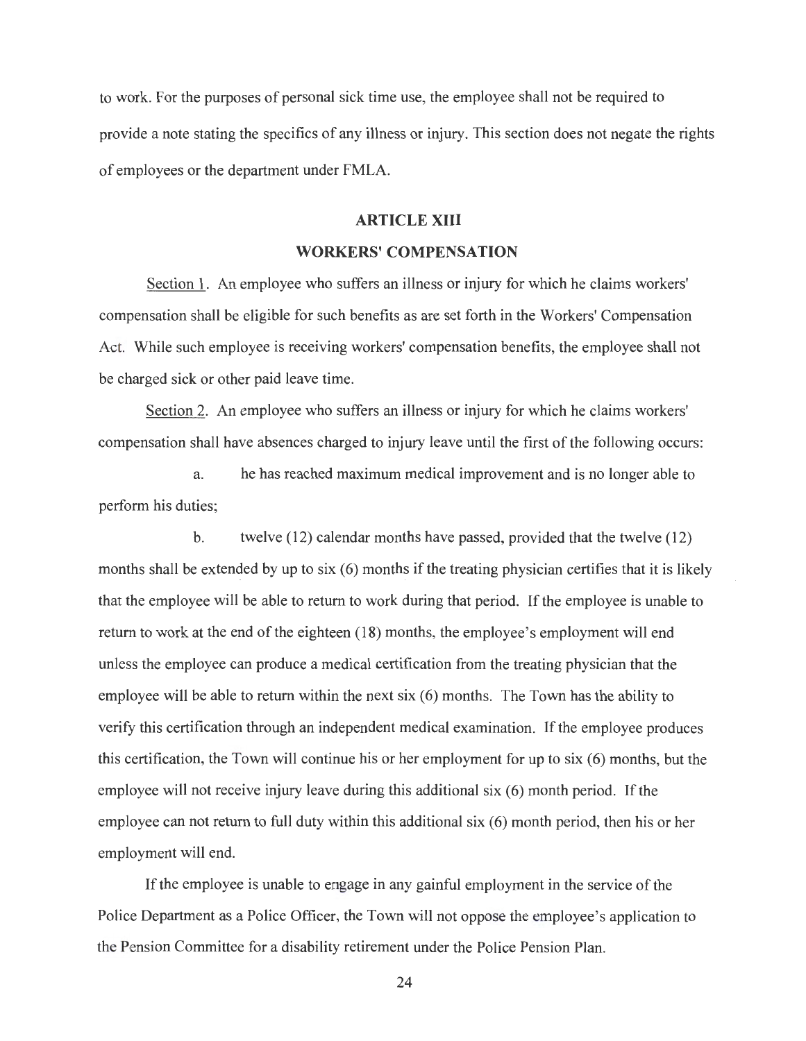to work. For the purposes of personal sick time use, the employee shall not be required to provide a note stating the specifics of any illness or injury. This section does not negate the rights of employees or the department under FMLA.

## ARTICLE XIII

## WORKERS' COMPENSATION

Section 1. An employee who suffers an illness or injury for which he claims workers' compensation shall be eligible for such benefits as are set forth in the Workers' Compensation Act. While such employee is receiving workers' compensation benefits, the employee shall not be charged sick or other paid leave time.

Section 2. An employee who suffers an illness or injury for which he claims workers' compensation shall have absences charged to injury leave until the first of the following occurs:

a. he has reached maximum medical improvement and is no longer able to perform his duties;

b. twelve (12) calendar months have passed, provided that the twelve (12) months shall be extended by up to six (6) months if the treating physician certifies that it is likely that the employee will be able to return to work during that period. If the employee is unable to return to work at the end of the eighteen (18) months, the employee's employment will end unless the employee can produce a medical certification from the treating physician that the employee will be able to return within the next six (6) months. The Town has the ability to verify this certification through an independent medical examination. If the employee produces this certification, the Town will continue his or her employment for up to six (6) months, but the employee will not receive injury leave during this additional six (6) month period. If the employee can not return to full duty within this additional six (6) month period, then his or her employment will end.

If the employee is unable to engage in any gainful employment in the service of the Police Department as a Police Officer, the Town will not oppose the employee's application to the Pension Committee for a disability retirement under the Police Pension Plan.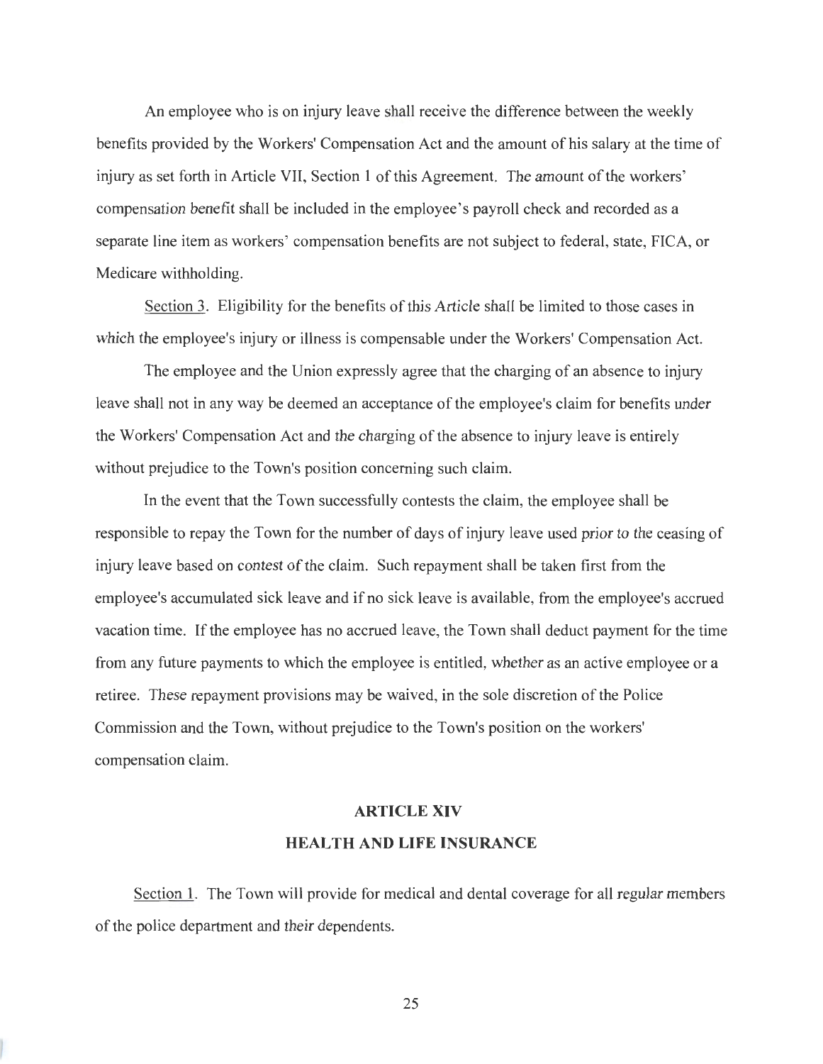An employee who is on injury leave shall receive the difference between the weekly benefits provided by the Workers' Compensation Act and the amount of his salary at the time of injury as set forth in Article VII, Section 1 of this Agreement. The amount of the workers' compensation benefit shall be included in the employee's payroll check and recorded as a separate line item as workers' compensation benefits are not subject to federal, state, FICA, or Medicare withholding.

Section 3. Eligibility for the benefits of this Article shall be limited to those cases in which the employee's injury or illness is compensable under the Workers' Compensation Act.

The employee and the Union expressly agree that the charging of an absence to injury leave shall not in any way be deemed an acceptance of the employee's claim for benefits under the Workers' Compensation Act and the charging of the absence to injury leave is entirely without prejudice to the Town's position concerning such claim.

In the event that the Town successfully contests the claim, the employee shall be responsible to repay the Town for the number of days of injury leave used prior to the ceasing of injury leave based on contest of the claim. Such repayment shall be taken first from the employee's accumulated sick leave and if no sick leave is available, from the employee's accrued vacation time. If the employee has no accrued leave, the Town shall deduct payment for the time from any future payments to which the employee is entitled, whether as an active employee or a retiree. These repayment provisions may be waived, in the sole discretion of the Police Commission and the Town, without prejudice to the Town's position on the workers' compensation claim.

## ARTICLE XIV
## HEALTH AND LIFE INSURANCE

Section 1. The Town will provide for medical and dental coverage for all regular members of the police department and their dependents.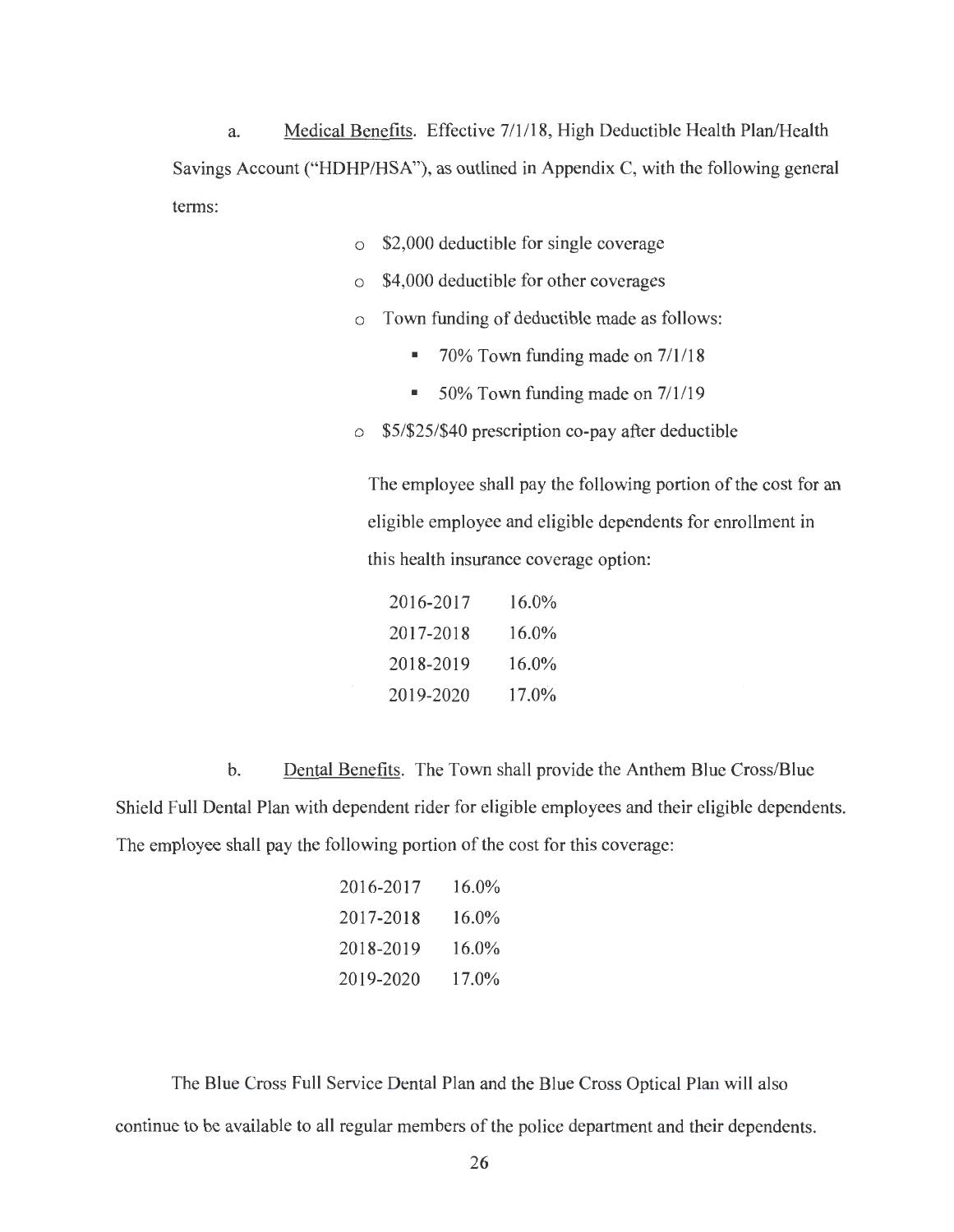a. Medical Benefits. Effective 7/1/18, High Deductible Health Plan/Health Savings Account ("HDHP/HSA"), as outlined in Appendix C, with the following general terms:

- $2,000 deductible for single coverage
- $4,000 deductible for other coverages
- Town funding of deductible made as follows:
    - 70% Town funding made on 7/1/18
    - 50% Town funding made on 7/1/19
- $5/$25/$40 prescription co-pay after deductible

The employee shall pay the following portion of the cost for an eligible employee and eligible dependents for enrollment in this health insurance coverage option:

| | |
|---|---|
| 2016-2017 | 16.0% |
| 2017-2018 | 16.0% |
| 2018-2019 | 16.0% |
| 2019-2020 | 17.0% |

b. Dental Benefits. The Town shall provide the Anthem Blue Cross/Blue Shield Full Dental Plan with dependent rider for eligible employees and their eligible dependents. The employee shall pay the following portion of the cost for this coverage:

| | |
|---|---|
| 2016-2017 | 16.0% |
| 2017-2018 | 16.0% |
| 2018-2019 | 16.0% |
| 2019-2020 | 17.0% |

The Blue Cross Full Service Dental Plan and the Blue Cross Optical Plan will also continue to be available to all regular members of the police department and their dependents.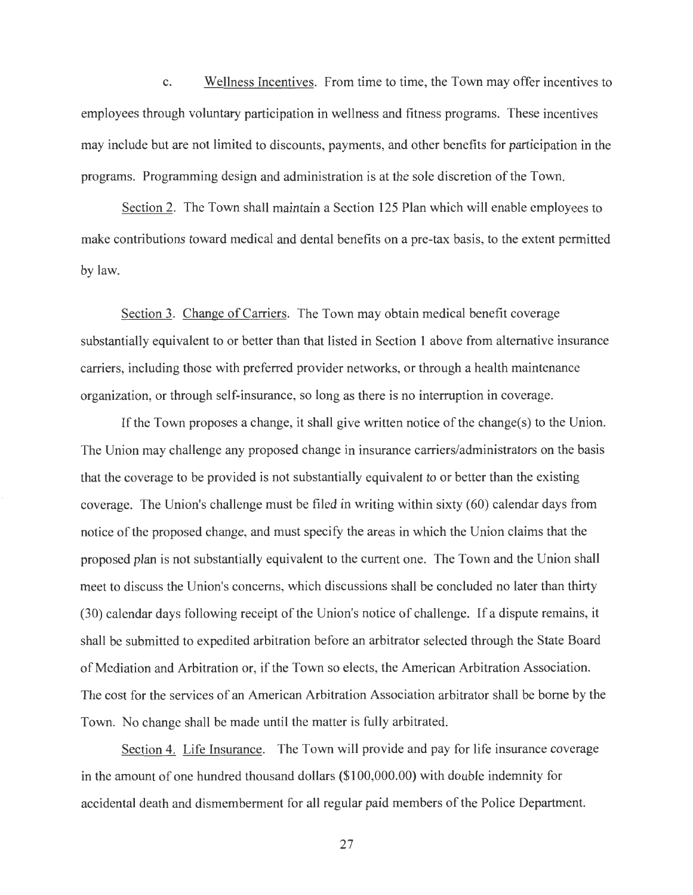c. Wellness Incentives. From time to time, the Town may offer incentives to employees through voluntary participation in wellness and fitness programs. These incentives may include but are not limited to discounts, payments, and other benefits for participation in the programs. Programming design and administration is at the sole discretion of the Town.

Section 2. The Town shall maintain a Section 125 Plan which will enable employees to make contributions toward medical and dental benefits on a pre-tax basis, to the extent permitted by law.

Section 3. Change of Carriers. The Town may obtain medical benefit coverage substantially equivalent to or better than that listed in Section 1 above from alternative insurance carriers, including those with preferred provider networks, or through a health maintenance organization, or through self-insurance, so long as there is no interruption in coverage.

If the Town proposes a change, it shall give written notice of the change(s) to the Union. The Union may challenge any proposed change in insurance carriers/administrators on the basis that the coverage to be provided is not substantially equivalent to or better than the existing coverage. The Union's challenge must be filed in writing within sixty (60) calendar days from notice of the proposed change, and must specify the areas in which the Union claims that the proposed plan is not substantially equivalent to the current one. The Town and the Union shall meet to discuss the Union's concerns, which discussions shall be concluded no later than thirty (30) calendar days following receipt of the Union's notice of challenge. If a dispute remains, it shall be submitted to expedited arbitration before an arbitrator selected through the State Board of Mediation and Arbitration or, if the Town so elects, the American Arbitration Association. The cost for the services of an American Arbitration Association arbitrator shall be borne by the Town. No change shall be made until the matter is fully arbitrated.

Section 4. Life Insurance. The Town will provide and pay for life insurance coverage in the amount of one hundred thousand dollars ($100,000.00) with double indemnity for accidental death and dismemberment for all regular paid members of the Police Department.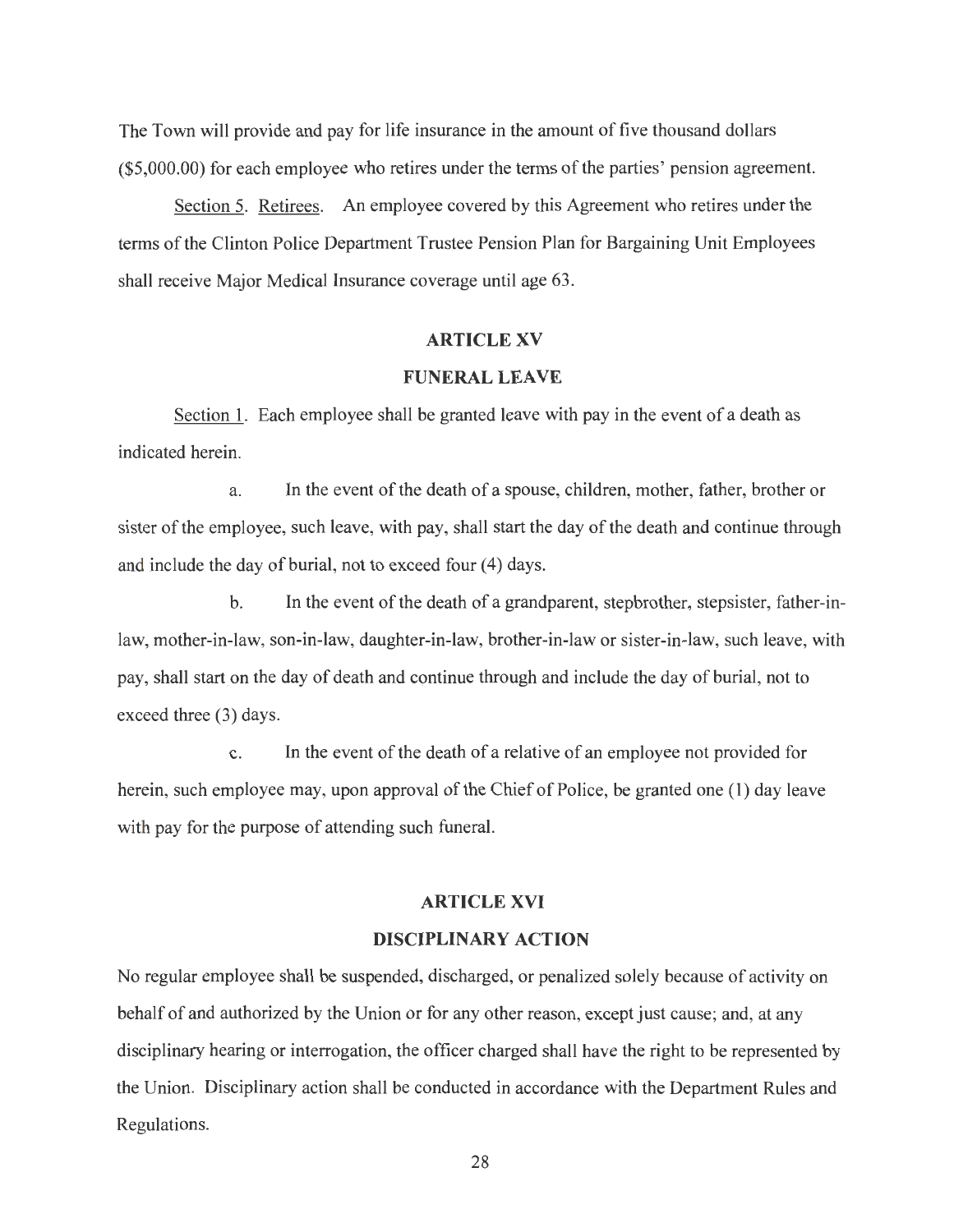The Town will provide and pay for life insurance in the amount of five thousand dollars ($5,000.00) for each employee who retires under the terms of the parties' pension agreement.

Section 5. Retirees. An employee covered by this Agreement who retires under the terms of the Clinton Police Department Trustee Pension Plan for Bargaining Unit Employees shall receive Major Medical Insurance coverage until age 63.

## ARTICLE XV

## FUNERAL LEAVE

Section 1. Each employee shall be granted leave with pay in the event of a death as indicated herein.

a. In the event of the death of a spouse, children, mother, father, brother or sister of the employee, such leave, with pay, shall start the day of the death and continue through and include the day of burial, not to exceed four (4) days.

b. In the event of the death of a grandparent, stepbrother, stepsister, father-in-law, mother-in-law, son-in-law, daughter-in-law, brother-in-law or sister-in-law, such leave, with pay, shall start on the day of death and continue through and include the day of burial, not to exceed three (3) days.

c. In the event of the death of a relative of an employee not provided for herein, such employee may, upon approval of the Chief of Police, be granted one (1) day leave with pay for the purpose of attending such funeral.

## ARTICLE XVI

## DISCIPLINARY ACTION

No regular employee shall be suspended, discharged, or penalized solely because of activity on behalf of and authorized by the Union or for any other reason, except just cause; and, at any disciplinary hearing or interrogation, the officer charged shall have the right to be represented by the Union. Disciplinary action shall be conducted in accordance with the Department Rules and Regulations.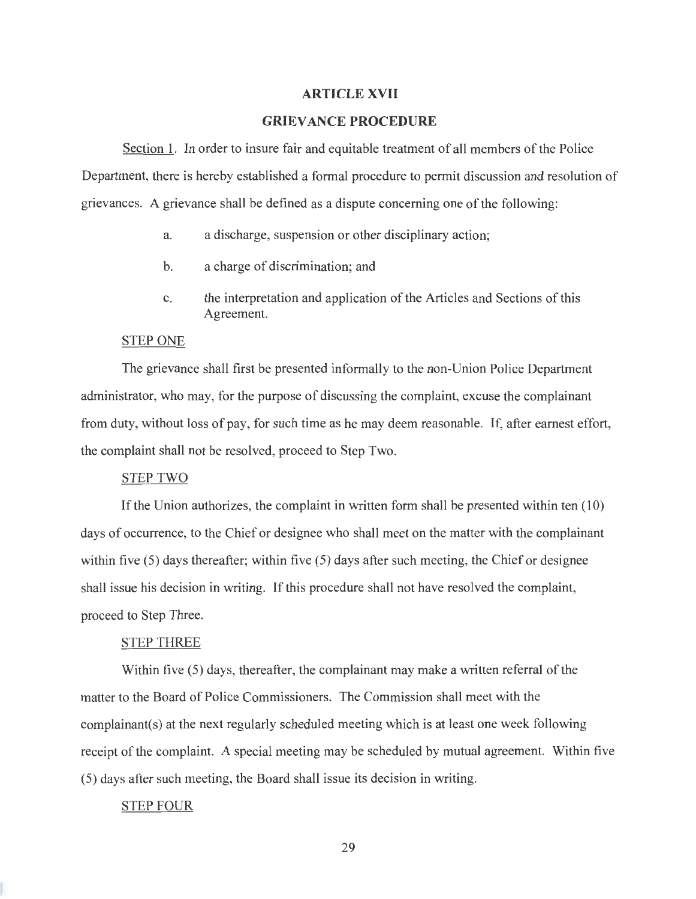# ARTICLE XVII

## GRIEVANCE PROCEDURE

Section 1. In order to insure fair and equitable treatment of all members of the Police Department, there is hereby established a formal procedure to permit discussion and resolution of grievances. A grievance shall be defined as a dispute concerning one of the following:

a. a discharge, suspension or other disciplinary action;

b. a charge of discrimination; and

c. the interpretation and application of the Articles and Sections of this Agreement.

STEP ONE

The grievance shall first be presented informally to the non-Union Police Department administrator, who may, for the purpose of discussing the complaint, excuse the complainant from duty, without loss of pay, for such time as he may deem reasonable. If, after earnest effort, the complaint shall not be resolved, proceed to Step Two.

STEP TWO

If the Union authorizes, the complaint in written form shall be presented within ten (10) days of occurrence, to the Chief or designee who shall meet on the matter with the complainant within five (5) days thereafter; within five (5) days after such meeting, the Chief or designee shall issue his decision in writing. If this procedure shall not have resolved the complaint, proceed to Step Three.

STEP THREE

Within five (5) days, thereafter, the complainant may make a written referral of the matter to the Board of Police Commissioners. The Commission shall meet with the complainant(s) at the next regularly scheduled meeting which is at least one week following receipt of the complaint. A special meeting may be scheduled by mutual agreement. Within five (5) days after such meeting, the Board shall issue its decision in writing.

STEP FOUR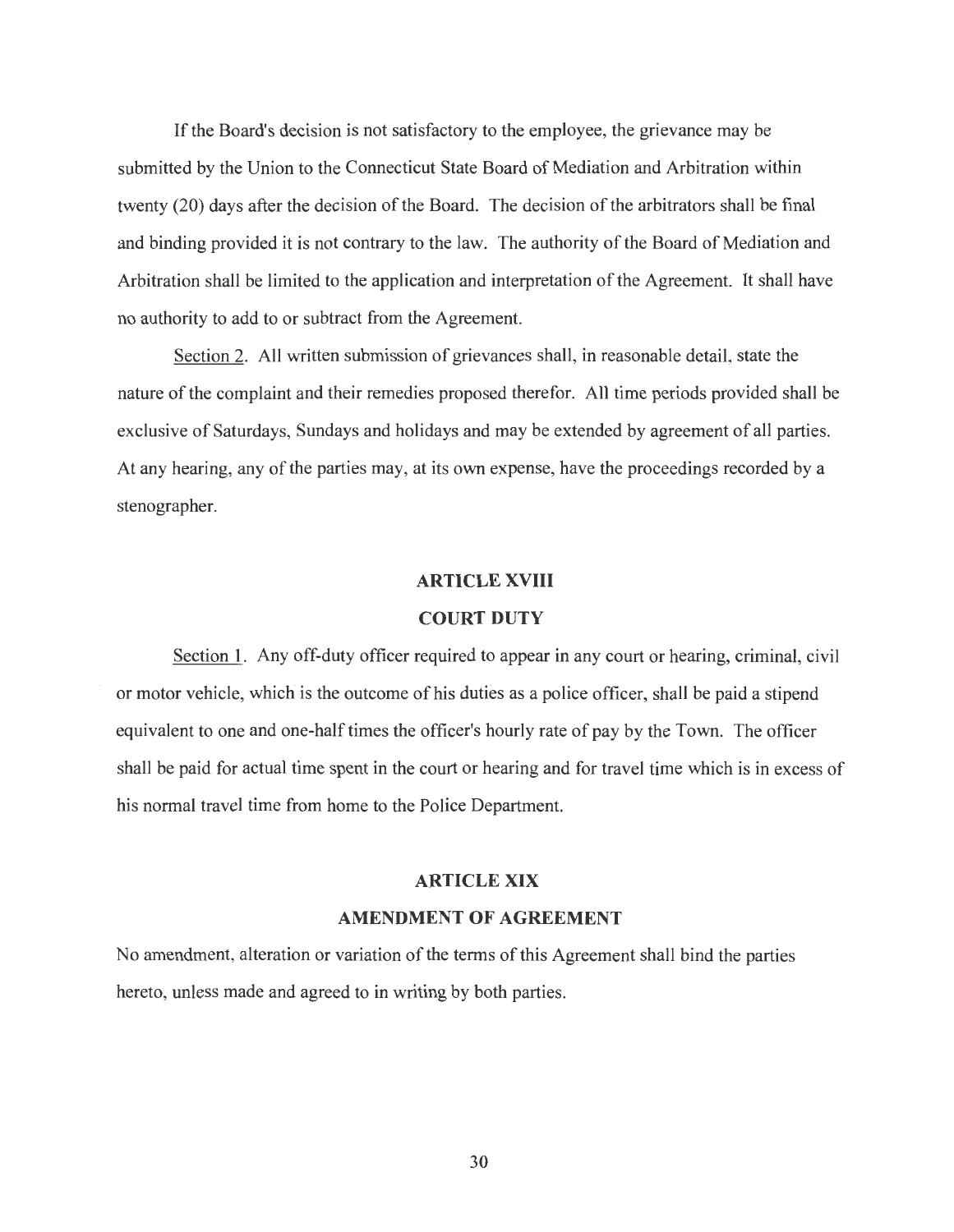If the Board's decision is not satisfactory to the employee, the grievance may be submitted by the Union to the Connecticut State Board of Mediation and Arbitration within twenty (20) days after the decision of the Board. The decision of the arbitrators shall be final and binding provided it is not contrary to the law. The authority of the Board of Mediation and Arbitration shall be limited to the application and interpretation of the Agreement. It shall have no authority to add to or subtract from the Agreement.

Section 2. All written submission of grievances shall, in reasonable detail, state the nature of the complaint and their remedies proposed therefor. All time periods provided shall be exclusive of Saturdays, Sundays and holidays and may be extended by agreement of all parties. At any hearing, any of the parties may, at its own expense, have the proceedings recorded by a stenographer.

## ARTICLE XVIII

## COURT DUTY

Section 1. Any off-duty officer required to appear in any court or hearing, criminal, civil or motor vehicle, which is the outcome of his duties as a police officer, shall be paid a stipend equivalent to one and one-half times the officer's hourly rate of pay by the Town. The officer shall be paid for actual time spent in the court or hearing and for travel time which is in excess of his normal travel time from home to the Police Department.

## ARTICLE XIX

## AMENDMENT OF AGREEMENT

No amendment, alteration or variation of the terms of this Agreement shall bind the parties hereto, unless made and agreed to in writing by both parties.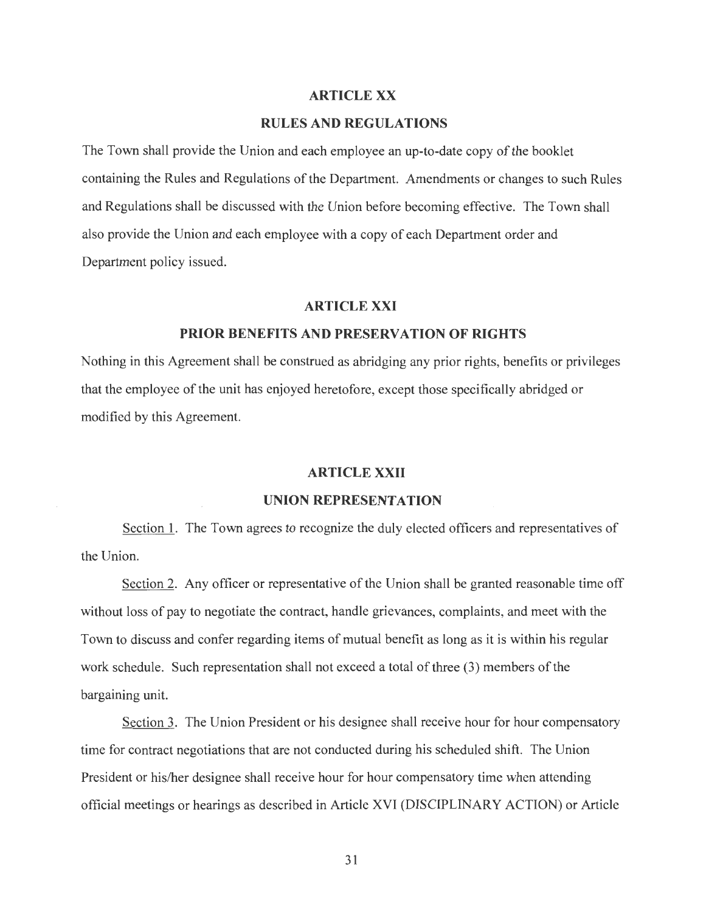## ARTICLE XX

## RULES AND REGULATIONS

The Town shall provide the Union and each employee an up-to-date copy of the booklet containing the Rules and Regulations of the Department. Amendments or changes to such Rules and Regulations shall be discussed with the Union before becoming effective. The Town shall also provide the Union and each employee with a copy of each Department order and Department policy issued.

## ARTICLE XXI

## PRIOR BENEFITS AND PRESERVATION OF RIGHTS

Nothing in this Agreement shall be construed as abridging any prior rights, benefits or privileges that the employee of the unit has enjoyed heretofore, except those specifically abridged or modified by this Agreement.

## ARTICLE XXII

## UNION REPRESENTATION

Section 1. The Town agrees to recognize the duly elected officers and representatives of the Union.

Section 2. Any officer or representative of the Union shall be granted reasonable time off without loss of pay to negotiate the contract, handle grievances, complaints, and meet with the Town to discuss and confer regarding items of mutual benefit as long as it is within his regular work schedule. Such representation shall not exceed a total of three (3) members of the bargaining unit.

Section 3. The Union President or his designee shall receive hour for hour compensatory time for contract negotiations that are not conducted during his scheduled shift. The Union President or his/her designee shall receive hour for hour compensatory time when attending official meetings or hearings as described in Article XVI (DISCIPLINARY ACTION) or Article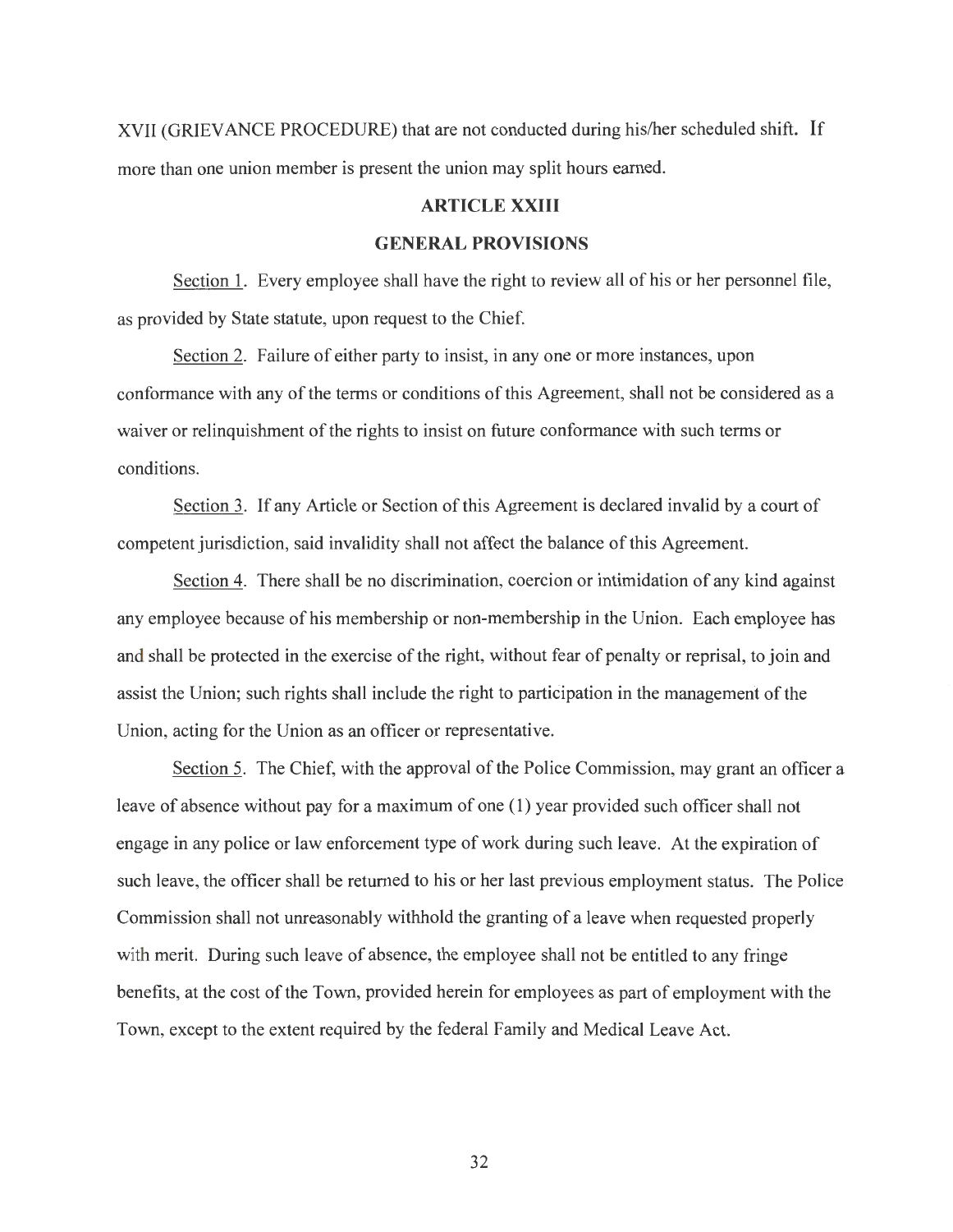XVII (GRIEVANCE PROCEDURE) that are not conducted during his/her scheduled shift. If more than one union member is present the union may split hours earned.

## ARTICLE XXIII

## GENERAL PROVISIONS

Section 1. Every employee shall have the right to review all of his or her personnel file, as provided by State statute, upon request to the Chief.

Section 2. Failure of either party to insist, in any one or more instances, upon conformance with any of the terms or conditions of this Agreement, shall not be considered as a waiver or relinquishment of the rights to insist on future conformance with such terms or conditions.

Section 3. If any Article or Section of this Agreement is declared invalid by a court of competent jurisdiction, said invalidity shall not affect the balance of this Agreement.

Section 4. There shall be no discrimination, coercion or intimidation of any kind against any employee because of his membership or non-membership in the Union. Each employee has and shall be protected in the exercise of the right, without fear of penalty or reprisal, to join and assist the Union; such rights shall include the right to participation in the management of the Union, acting for the Union as an officer or representative.

Section 5. The Chief, with the approval of the Police Commission, may grant an officer a leave of absence without pay for a maximum of one (1) year provided such officer shall not engage in any police or law enforcement type of work during such leave. At the expiration of such leave, the officer shall be returned to his or her last previous employment status. The Police Commission shall not unreasonably withhold the granting of a leave when requested properly with merit. During such leave of absence, the employee shall not be entitled to any fringe benefits, at the cost of the Town, provided herein for employees as part of employment with the Town, except to the extent required by the federal Family and Medical Leave Act.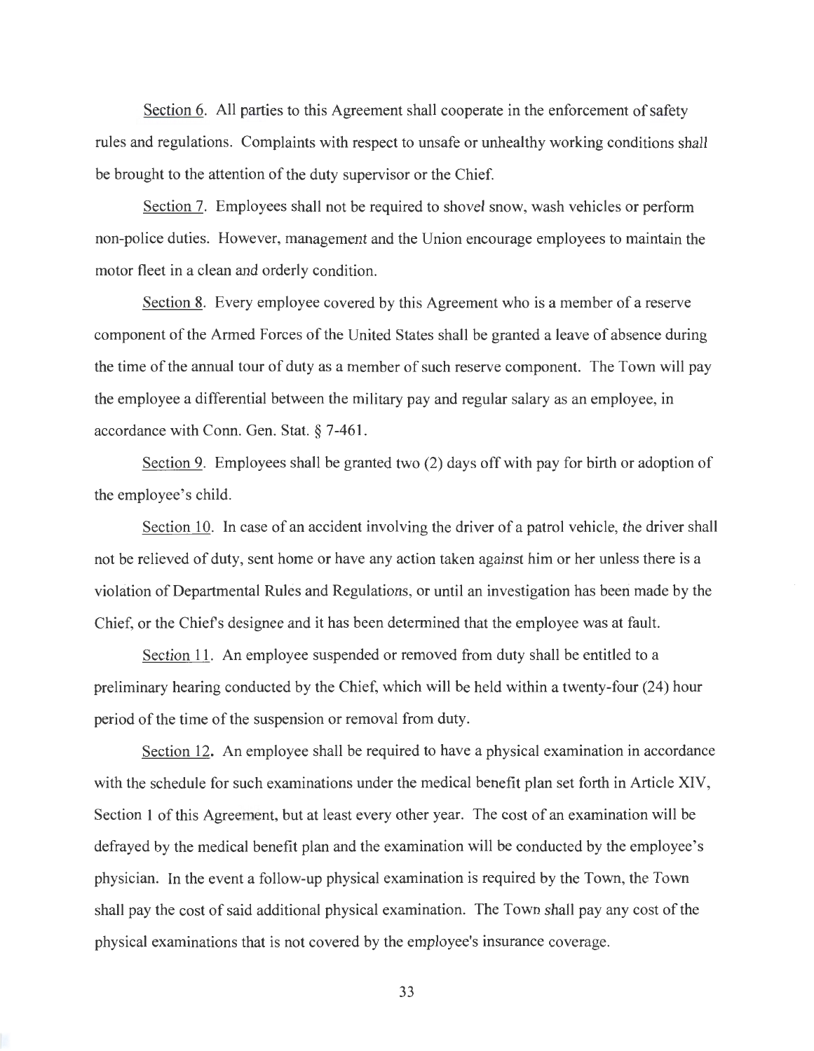Section 6. All parties to this Agreement shall cooperate in the enforcement of safety rules and regulations. Complaints with respect to unsafe or unhealthy working conditions shall be brought to the attention of the duty supervisor or the Chief.

Section 7. Employees shall not be required to shovel snow, wash vehicles or perform non-police duties. However, management and the Union encourage employees to maintain the motor fleet in a clean and orderly condition.

Section 8. Every employee covered by this Agreement who is a member of a reserve component of the Armed Forces of the United States shall be granted a leave of absence during the time of the annual tour of duty as a member of such reserve component. The Town will pay the employee a differential between the military pay and regular salary as an employee, in accordance with Conn. Gen. Stat. § 7-461.

Section 9. Employees shall be granted two (2) days off with pay for birth or adoption of the employee's child.

Section 10. In case of an accident involving the driver of a patrol vehicle, the driver shall not be relieved of duty, sent home or have any action taken against him or her unless there is a violation of Departmental Rules and Regulations, or until an investigation has been made by the Chief, or the Chief's designee and it has been determined that the employee was at fault.

Section 11. An employee suspended or removed from duty shall be entitled to a preliminary hearing conducted by the Chief, which will be held within a twenty-four (24) hour period of the time of the suspension or removal from duty.

Section 12. An employee shall be required to have a physical examination in accordance with the schedule for such examinations under the medical benefit plan set forth in Article XIV, Section 1 of this Agreement, but at least every other year. The cost of an examination will be defrayed by the medical benefit plan and the examination will be conducted by the employee's physician. In the event a follow-up physical examination is required by the Town, the Town shall pay the cost of said additional physical examination. The Town shall pay any cost of the physical examinations that is not covered by the employee's insurance coverage.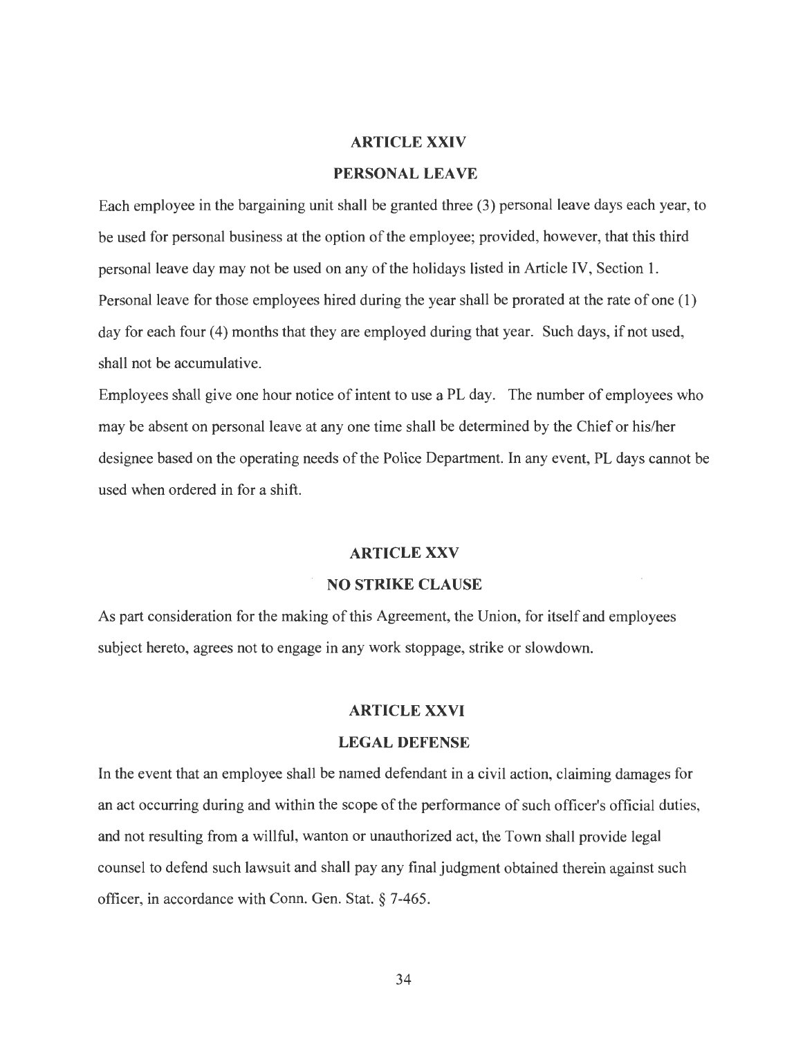## ARTICLE XXIV

## PERSONAL LEAVE

Each employee in the bargaining unit shall be granted three (3) personal leave days each year, to be used for personal business at the option of the employee; provided, however, that this third personal leave day may not be used on any of the holidays listed in Article IV, Section 1. Personal leave for those employees hired during the year shall be prorated at the rate of one (1) day for each four (4) months that they are employed during that year. Such days, if not used, shall not be accumulative.

Employees shall give one hour notice of intent to use a PL day. The number of employees who may be absent on personal leave at any one time shall be determined by the Chief or his/her designee based on the operating needs of the Police Department. In any event, PL days cannot be used when ordered in for a shift.

## ARTICLE XXV

## NO STRIKE CLAUSE

As part consideration for the making of this Agreement, the Union, for itself and employees subject hereto, agrees not to engage in any work stoppage, strike or slowdown.

## ARTICLE XXVI

## LEGAL DEFENSE

In the event that an employee shall be named defendant in a civil action, claiming damages for an act occurring during and within the scope of the performance of such officer's official duties, and not resulting from a willful, wanton or unauthorized act, the Town shall provide legal counsel to defend such lawsuit and shall pay any final judgment obtained therein against such officer, in accordance with Conn. Gen. Stat. § 7-465.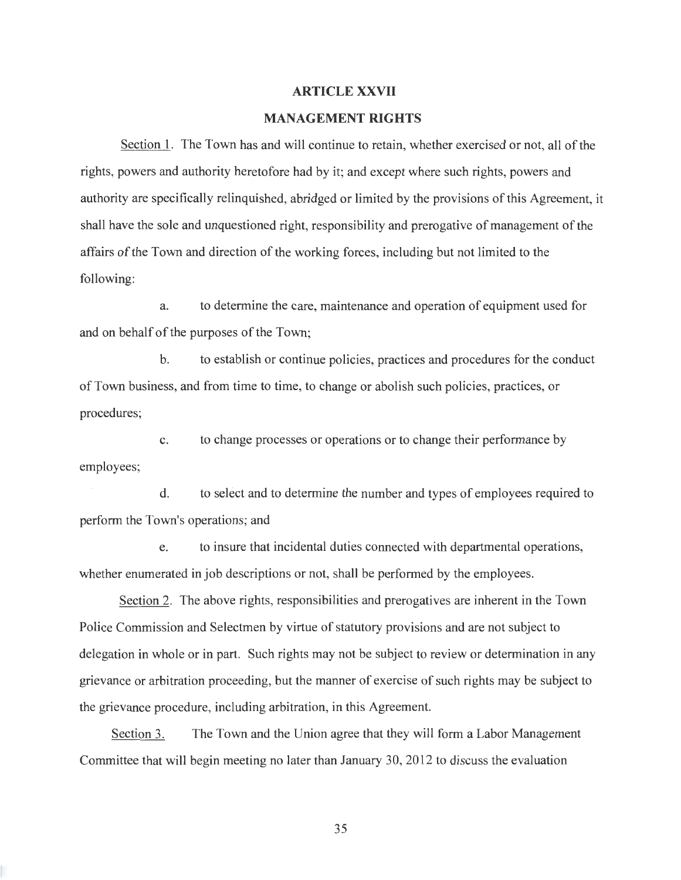# ARTICLE XXVII

## MANAGEMENT RIGHTS

Section 1. The Town has and will continue to retain, whether exercised or not, all of the rights, powers and authority heretofore had by it; and except where such rights, powers and authority are specifically relinquished, abridged or limited by the provisions of this Agreement, it shall have the sole and unquestioned right, responsibility and prerogative of management of the affairs of the Town and direction of the working forces, including but not limited to the following:

a. to determine the care, maintenance and operation of equipment used for and on behalf of the purposes of the Town;

b. to establish or continue policies, practices and procedures for the conduct of Town business, and from time to time, to change or abolish such policies, practices, or procedures;

c. to change processes or operations or to change their performance by employees;

d. to select and to determine the number and types of employees required to perform the Town's operations; and

e. to insure that incidental duties connected with departmental operations, whether enumerated in job descriptions or not, shall be performed by the employees.

Section 2. The above rights, responsibilities and prerogatives are inherent in the Town Police Commission and Selectmen by virtue of statutory provisions and are not subject to delegation in whole or in part. Such rights may not be subject to review or determination in any grievance or arbitration proceeding, but the manner of exercise of such rights may be subject to the grievance procedure, including arbitration, in this Agreement.

Section 3. The Town and the Union agree that they will form a Labor Management Committee that will begin meeting no later than January 30, 2012 to discuss the evaluation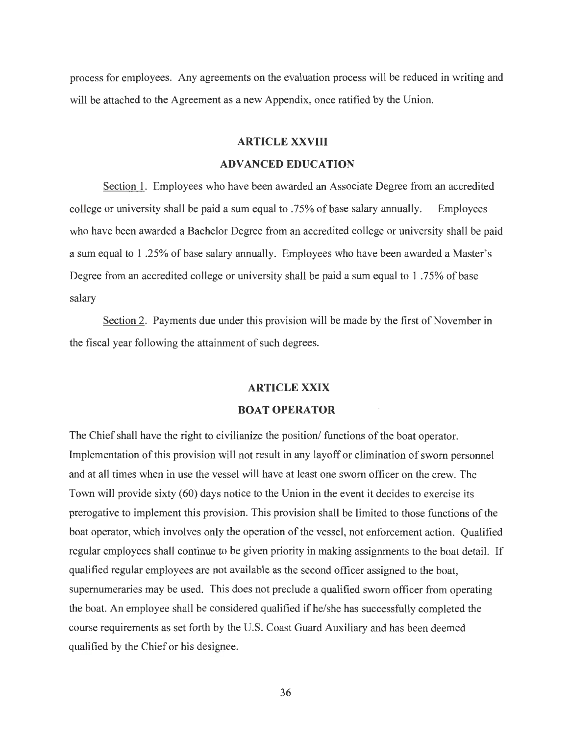process for employees. Any agreements on the evaluation process will be reduced in writing and will be attached to the Agreement as a new Appendix, once ratified by the Union.

## ARTICLE XXVIII

## ADVANCED EDUCATION

Section 1. Employees who have been awarded an Associate Degree from an accredited college or university shall be paid a sum equal to .75% of base salary annually. Employees who have been awarded a Bachelor Degree from an accredited college or university shall be paid a sum equal to 1 .25% of base salary annually. Employees who have been awarded a Master's Degree from an accredited college or university shall be paid a sum equal to 1 .75% of base salary

Section 2. Payments due under this provision will be made by the first of November in the fiscal year following the attainment of such degrees.

## ARTICLE XXIX

## BOAT OPERATOR

The Chief shall have the right to civilianize the position/ functions of the boat operator. Implementation of this provision will not result in any layoff or elimination of sworn personnel and at all times when in use the vessel will have at least one sworn officer on the crew. The Town will provide sixty (60) days notice to the Union in the event it decides to exercise its prerogative to implement this provision. This provision shall be limited to those functions of the boat operator, which involves only the operation of the vessel, not enforcement action. Qualified regular employees shall continue to be given priority in making assignments to the boat detail. If qualified regular employees are not available as the second officer assigned to the boat, supernumeraries may be used. This does not preclude a qualified sworn officer from operating the boat. An employee shall be considered qualified if he/she has successfully completed the course requirements as set forth by the U.S. Coast Guard Auxiliary and has been deemed qualified by the Chief or his designee.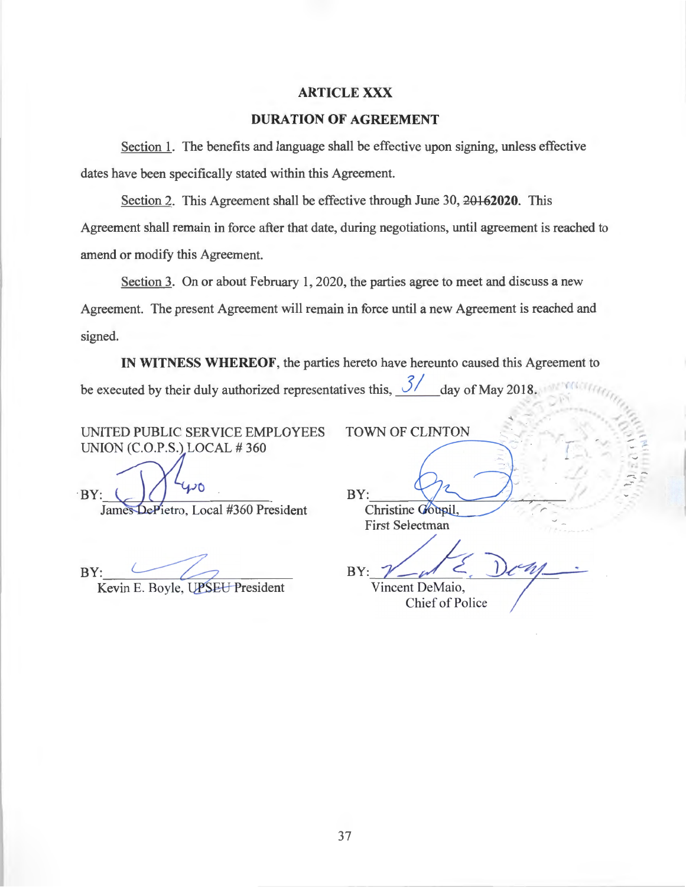## ARTICLE XXX

## DURATION OF AGREEMENT

Section 1. The benefits and language shall be effective upon signing, unless effective dates have been specifically stated within this Agreement.

Section 2. This Agreement shall be effective through June 30, ~~2016~~**2020**. This Agreement shall remain in force after that date, during negotiations, until agreement is reached to amend or modify this Agreement.

Section 3. On or about February 1, 2020, the parties agree to meet and discuss a new Agreement. The present Agreement will remain in force until a new Agreement is reached and signed.

**IN WITNESS WHEREOF**, the parties hereto have hereunto caused this Agreement to be executed by their duly authorized representatives this, 31 day of May 2018.

UNITED PUBLIC SERVICE EMPLOYEES UNION (C.O.P.S.) LOCAL # 360

BY: ______________________
James DePietro, Local #360 President

BY: ______________________
Kevin E. Boyle, UPSEU President

TOWN OF CLINTON

BY: ______________________
Christine Goupil,
First Selectman

BY: ______________________
Vincent DeMaio,
Chief of Police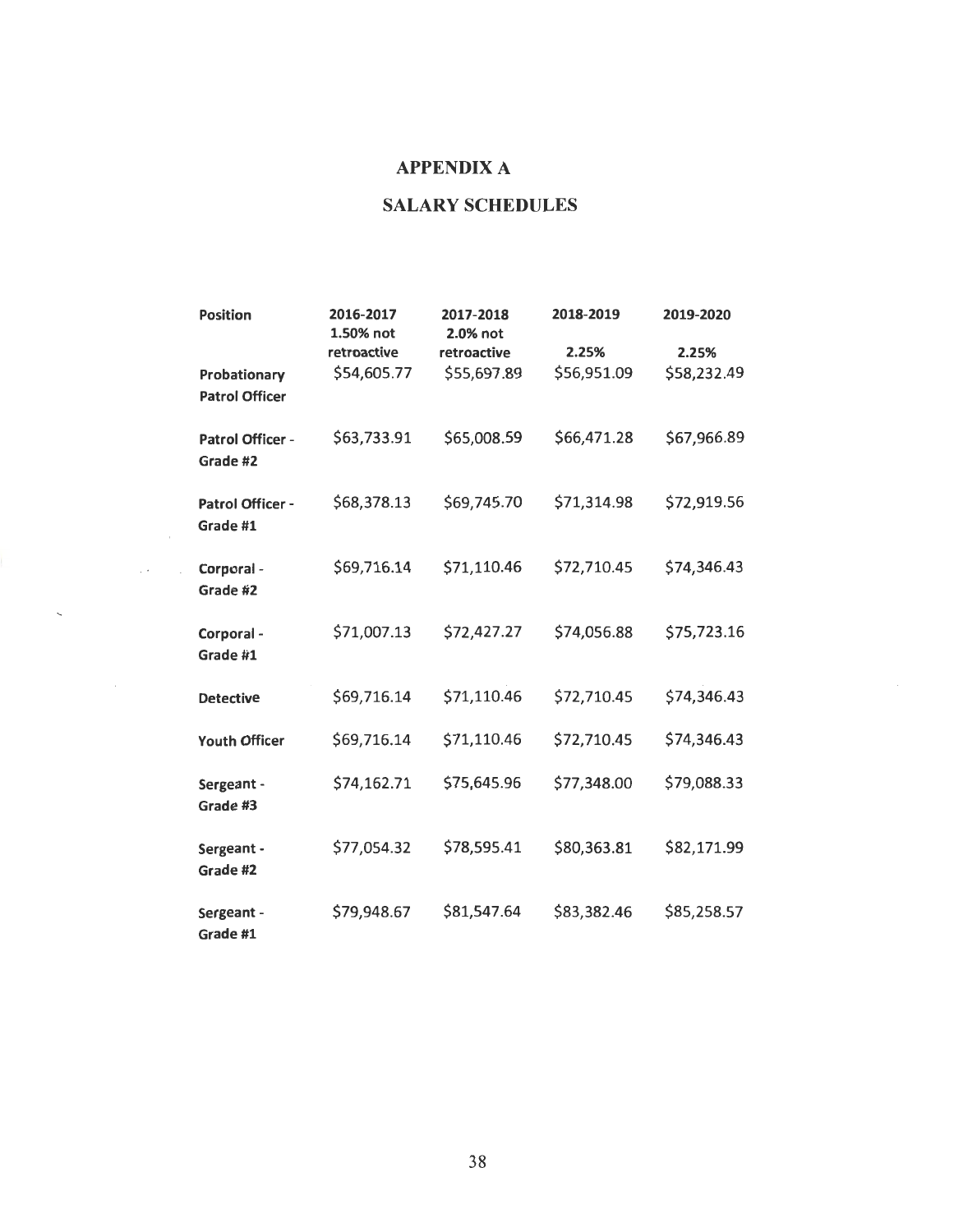# APPENDIX A

## SALARY SCHEDULES

| Position | 2016-2017 1.50% not retroactive | 2017-2018 2.0% not retroactive | 2018-2019 2.25% | 2019-2020 2.25% |
|---|---|---|---|---|
| Probationary Patrol Officer | $54,605.77 | $55,697.89 | $56,951.09 | $58,232.49 |
| Patrol Officer - Grade #2 | $63,733.91 | $65,008.59 | $66,471.28 | $67,966.89 |
| Patrol Officer - Grade #1 | $68,378.13 | $69,745.70 | $71,314.98 | $72,919.56 |
| Corporal - Grade #2 | $69,716.14 | $71,110.46 | $72,710.45 | $74,346.43 |
| Corporal - Grade #1 | $71,007.13 | $72,427.27 | $74,056.88 | $75,723.16 |
| Detective | $69,716.14 | $71,110.46 | $72,710.45 | $74,346.43 |
| Youth Officer | $69,716.14 | $71,110.46 | $72,710.45 | $74,346.43 |
| Sergeant - Grade #3 | $74,162.71 | $75,645.96 | $77,348.00 | $79,088.33 |
| Sergeant - Grade #2 | $77,054.32 | $78,595.41 | $80,363.81 | $82,171.99 |
| Sergeant - Grade #1 | $79,948.67 | $81,547.64 | $83,382.46 | $85,258.57 |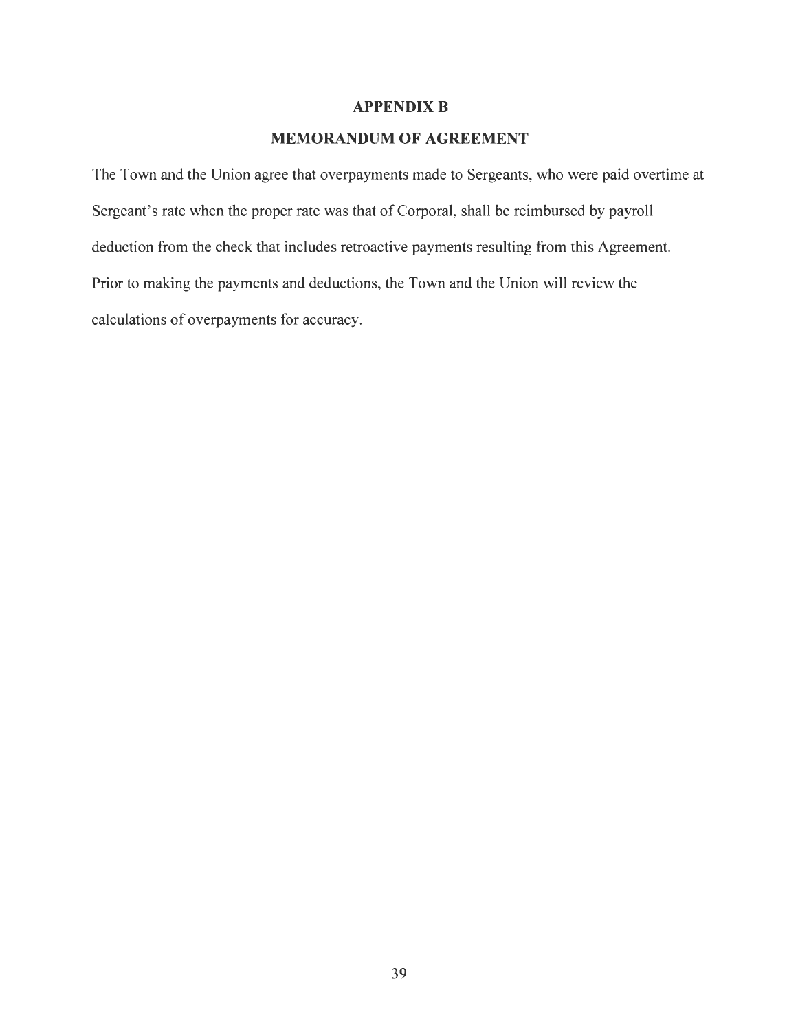# APPENDIX B

## MEMORANDUM OF AGREEMENT

The Town and the Union agree that overpayments made to Sergeants, who were paid overtime at Sergeant's rate when the proper rate was that of Corporal, shall be reimbursed by payroll deduction from the check that includes retroactive payments resulting from this Agreement. Prior to making the payments and deductions, the Town and the Union will review the calculations of overpayments for accuracy.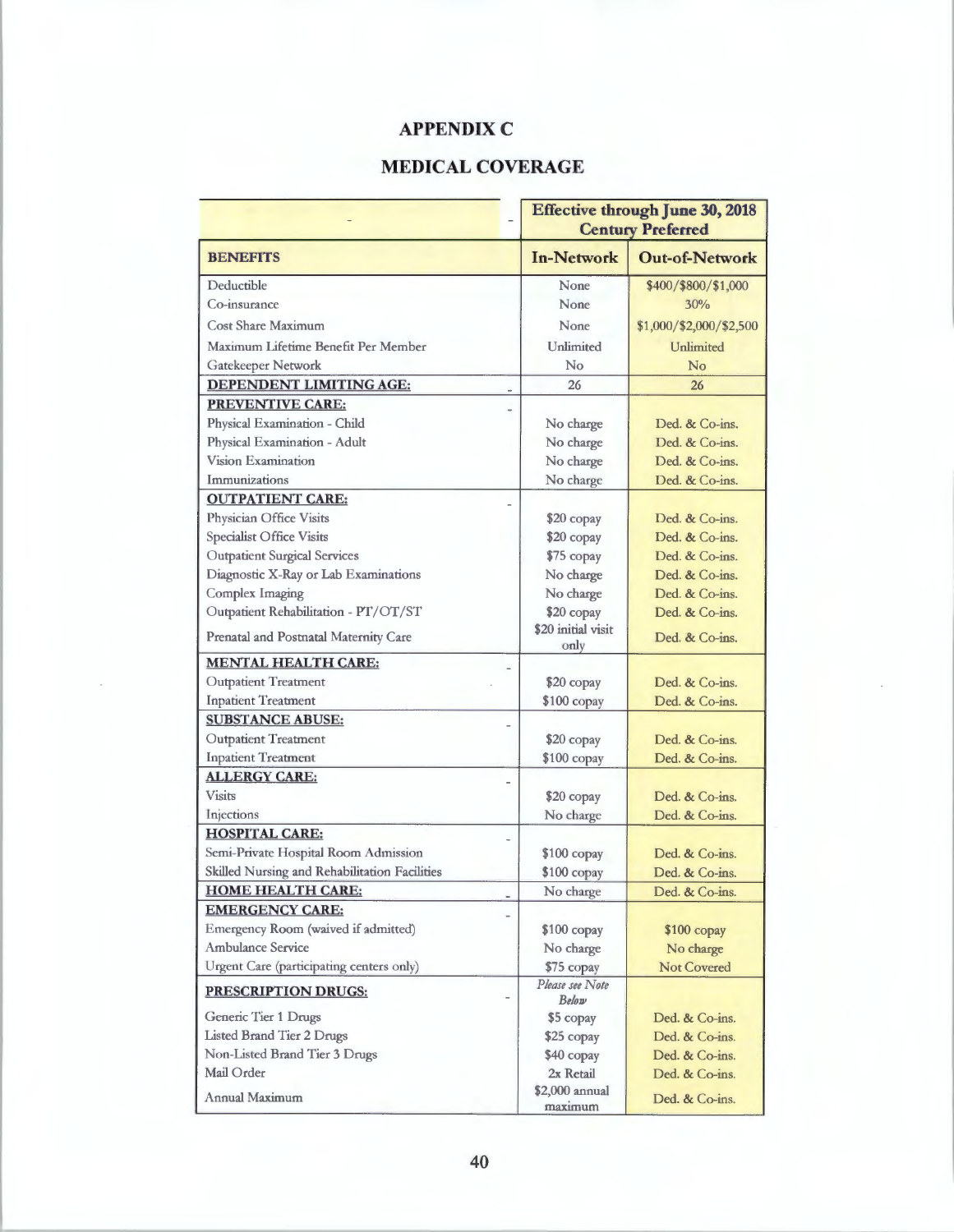# APPENDIX C

## MEDICAL COVERAGE

| | Effective through June 30, 2018 Century Preferred | |
|---|---|---|
| **BENEFITS** | **In-Network** | **Out-of-Network** |
| Deductible | None | $400/$800/$1,000 |
| Co-insurance | None | 30% |
| Cost Share Maximum | None | $1,000/$2,000/$2,500 |
| Maximum Lifetime Benefit Per Member | Unlimited | Unlimited |
| Gatekeeper Network | No | No |
| **DEPENDENT LIMITING AGE:** | 26 | 26 |
| **PREVENTIVE CARE:** | | |
| Physical Examination - Child | No charge | Ded. & Co-ins. |
| Physical Examination - Adult | No charge | Ded. & Co-ins. |
| Vision Examination | No charge | Ded. & Co-ins. |
| Immunizations | No charge | Ded. & Co-ins. |
| **OUTPATIENT CARE:** | | |
| Physician Office Visits | $20 copay | Ded. & Co-ins. |
| Specialist Office Visits | $20 copay | Ded. & Co-ins. |
| Outpatient Surgical Services | $75 copay | Ded. & Co-ins. |
| Diagnostic X-Ray or Lab Examinations | No charge | Ded. & Co-ins. |
| Complex Imaging | No charge | Ded. & Co-ins. |
| Outpatient Rehabilitation - PT/OT/ST | $20 copay | Ded. & Co-ins. |
| Prenatal and Postnatal Maternity Care | $20 initial visit only | Ded. & Co-ins. |
| **MENTAL HEALTH CARE:** | | |
| Outpatient Treatment | $20 copay | Ded. & Co-ins. |
| Inpatient Treatment | $100 copay | Ded. & Co-ins. |
| **SUBSTANCE ABUSE:** | | |
| Outpatient Treatment | $20 copay | Ded. & Co-ins. |
| Inpatient Treatment | $100 copay | Ded. & Co-ins. |
| **ALLERGY CARE:** | | |
| Visits | $20 copay | Ded. & Co-ins. |
| Injections | No charge | Ded. & Co-ins. |
| **HOSPITAL CARE:** | | |
| Semi-Private Hospital Room Admission | $100 copay | Ded. & Co-ins. |
| Skilled Nursing and Rehabilitation Facilities | $100 copay | Ded. & Co-ins. |
| **HOME HEALTH CARE:** | No charge | Ded. & Co-ins. |
| **EMERGENCY CARE:** | | |
| Emergency Room (waived if admitted) | $100 copay | $100 copay |
| Ambulance Service | No charge | No charge |
| Urgent Care (participating centers only) | $75 copay | Not Covered |
| **PRESCRIPTION DRUGS:** | *Please see Note Below* | |
| Generic Tier 1 Drugs | $5 copay | Ded. & Co-ins. |
| Listed Brand Tier 2 Drugs | $25 copay | Ded. & Co-ins. |
| Non-Listed Brand Tier 3 Drugs | $40 copay | Ded. & Co-ins. |
| Mail Order | 2x Retail | Ded. & Co-ins. |
| Annual Maximum | $2,000 annual maximum | Ded. & Co-ins. |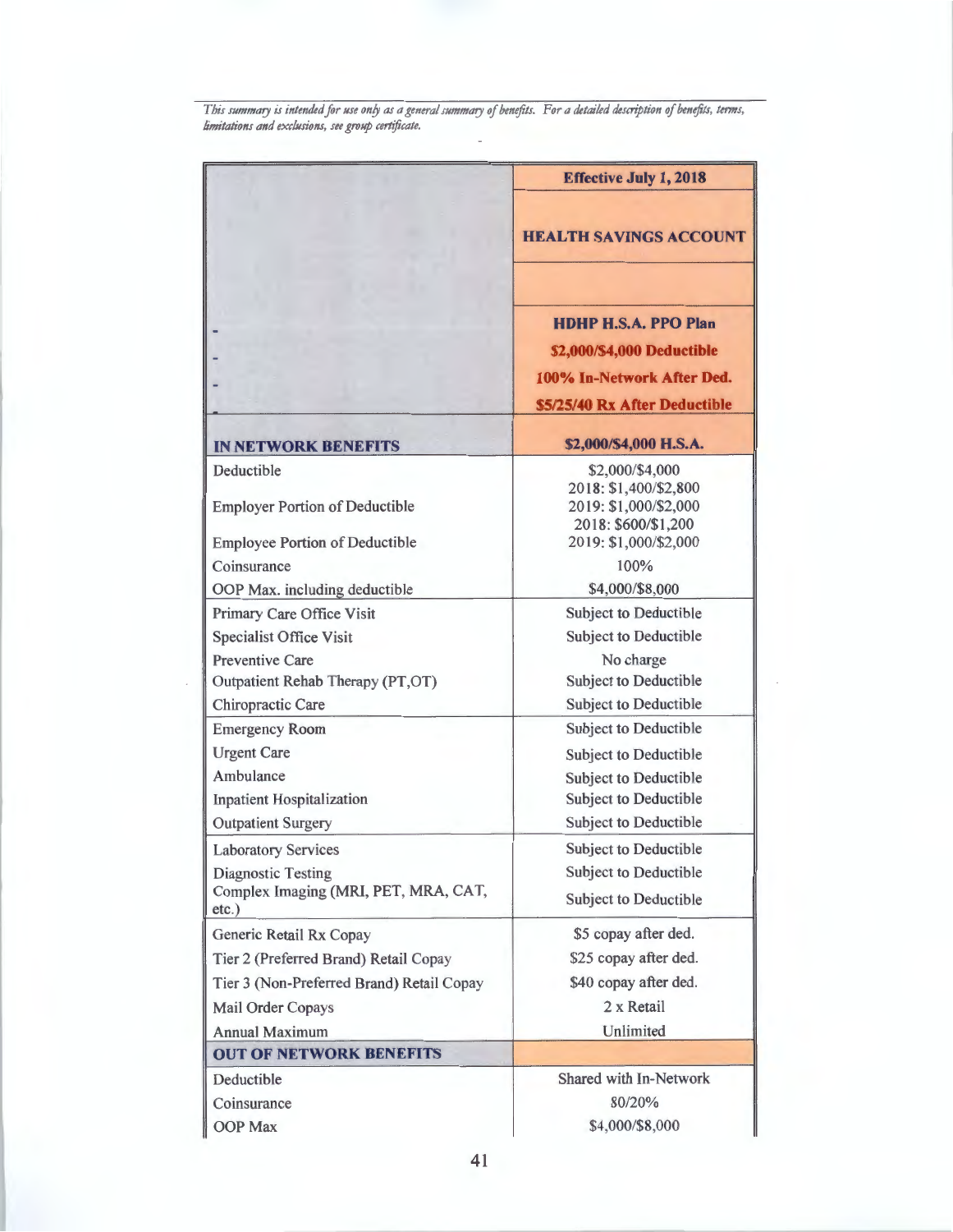*This summary is intended for use only as a general summary of benefits. For a detailed description of benefits, terms, limitations and exclusions, see group certificate.*

| | Effective July 1, 2018 |
|---|---|
| | HEALTH SAVINGS ACCOUNT |
| | HDHP H.S.A. PPO Plan<br>$2,000/$4,000 Deductible<br>100% In-Network After Ded.<br>$5/25/40 Rx After Deductible |
| **IN NETWORK BENEFITS** | **$2,000/$4,000 H.S.A.** |
| Deductible | $2,000/$4,000 |
| Employer Portion of Deductible | 2018: $1,400/$2,800<br>2019: $1,000/$2,000 |
| Employee Portion of Deductible | 2018: $600/$1,200<br>2019: $1,000/$2,000 |
| Coinsurance | 100% |
| OOP Max. including deductible | $4,000/$8,000 |
| Primary Care Office Visit | Subject to Deductible |
| Specialist Office Visit | Subject to Deductible |
| Preventive Care | No charge |
| Outpatient Rehab Therapy (PT,OT) | Subject to Deductible |
| Chiropractic Care | Subject to Deductible |
| Emergency Room | Subject to Deductible |
| Urgent Care | Subject to Deductible |
| Ambulance | Subject to Deductible |
| Inpatient Hospitalization | Subject to Deductible |
| Outpatient Surgery | Subject to Deductible |
| Laboratory Services | Subject to Deductible |
| Diagnostic Testing | Subject to Deductible |
| Complex Imaging (MRI, PET, MRA, CAT, etc.) | Subject to Deductible |
| Generic Retail Rx Copay | $5 copay after ded. |
| Tier 2 (Preferred Brand) Retail Copay | $25 copay after ded. |
| Tier 3 (Non-Preferred Brand) Retail Copay | $40 copay after ded. |
| Mail Order Copays | 2 x Retail |
| Annual Maximum | Unlimited |
| **OUT OF NETWORK BENEFITS** | |
| Deductible | Shared with In-Network |
| Coinsurance | 80/20% |
| OOP Max | $4,000/$8,000 |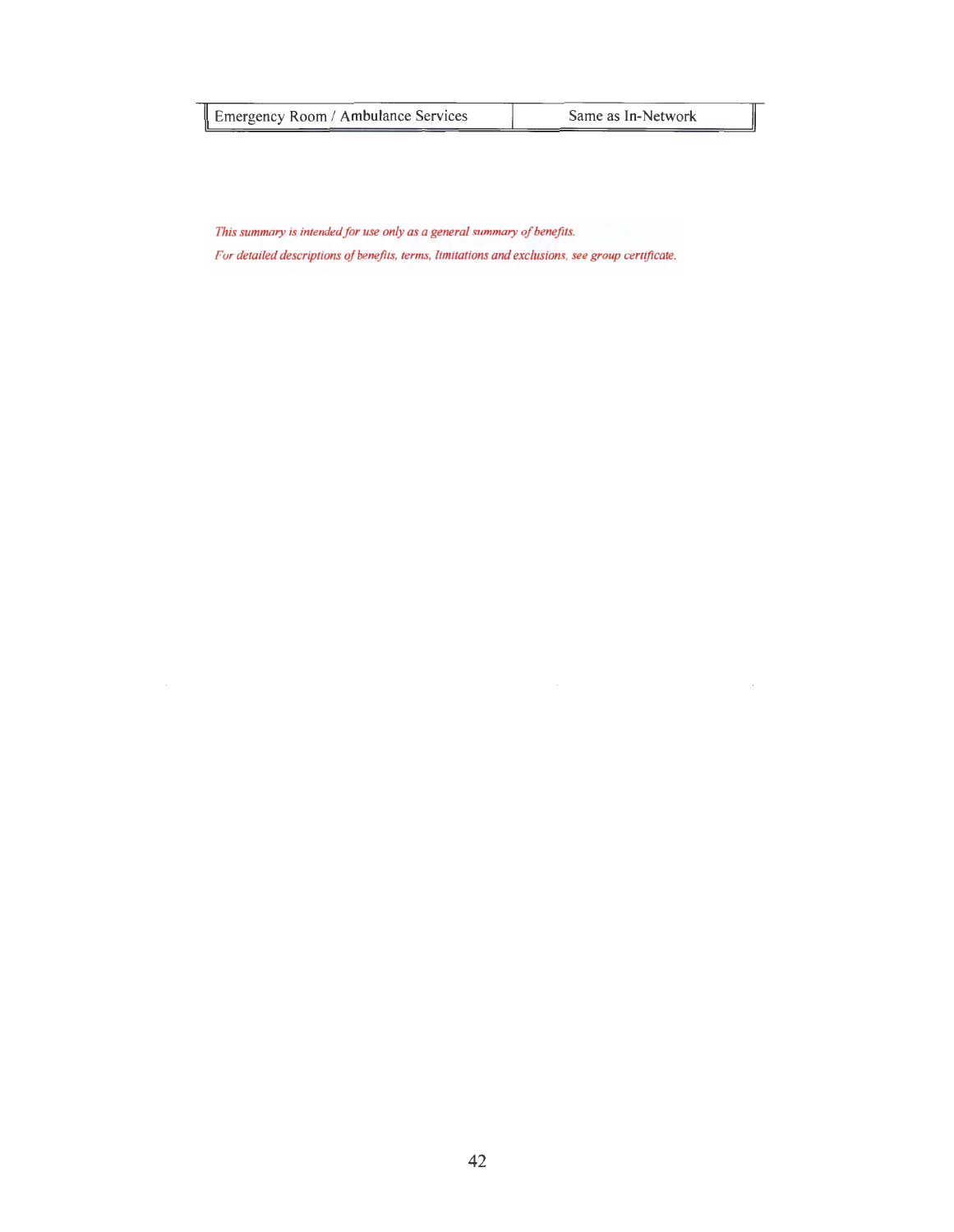| Emergency Room / Ambulance Services | Same as In-Network |
|---|---|

*This summary is intended for use only as a general summary of benefits.*

*For detailed descriptions of benefits, terms, limitations and exclusions, see group certificate.*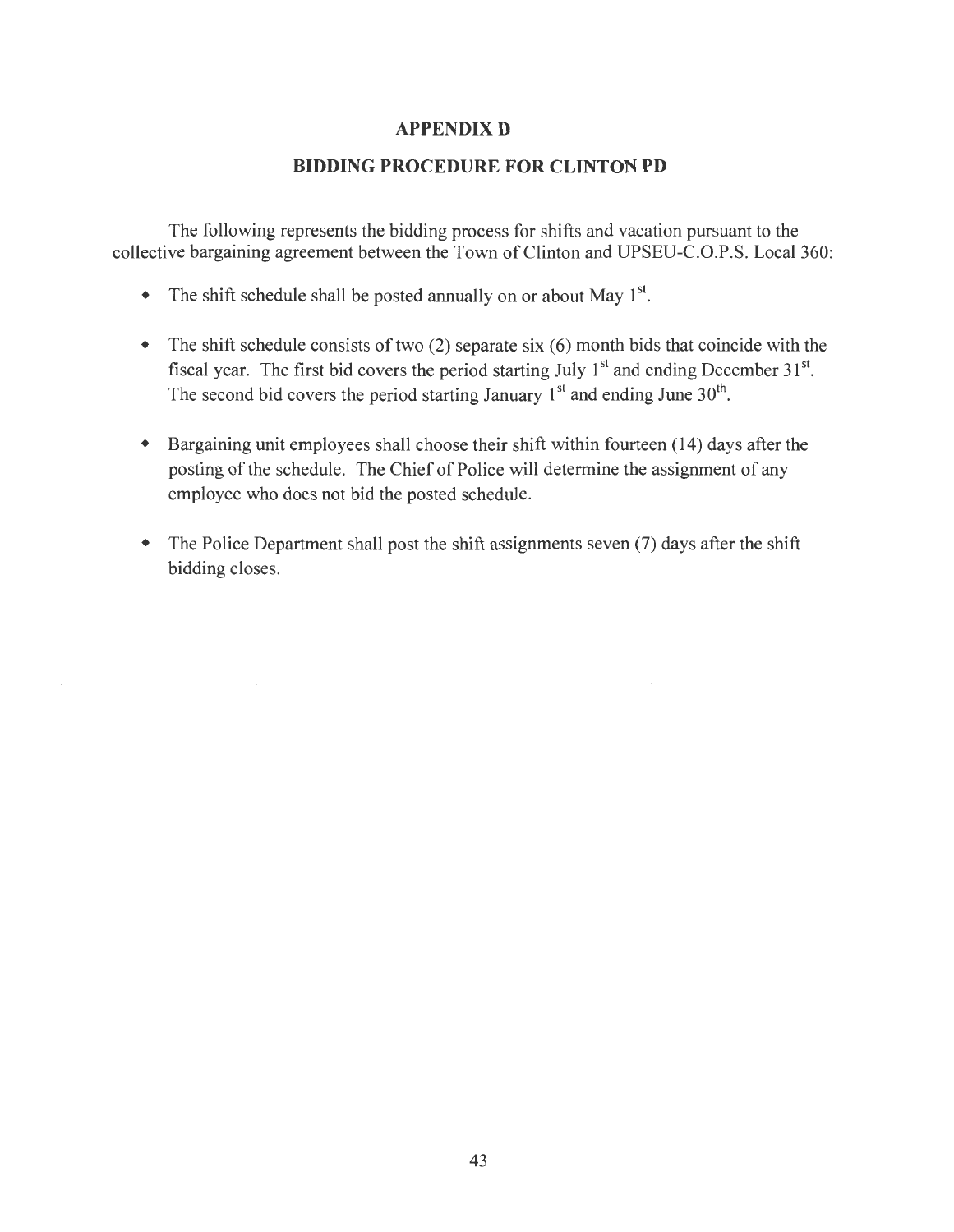# APPENDIX D

## BIDDING PROCEDURE FOR CLINTON PD

The following represents the bidding process for shifts and vacation pursuant to the collective bargaining agreement between the Town of Clinton and UPSEU-C.O.P.S. Local 360:

- The shift schedule shall be posted annually on or about May 1st.
- The shift schedule consists of two (2) separate six (6) month bids that coincide with the fiscal year. The first bid covers the period starting July 1st and ending December 31st. The second bid covers the period starting January 1st and ending June 30th.
- Bargaining unit employees shall choose their shift within fourteen (14) days after the posting of the schedule. The Chief of Police will determine the assignment of any employee who does not bid the posted schedule.
- The Police Department shall post the shift assignments seven (7) days after the shift bidding closes.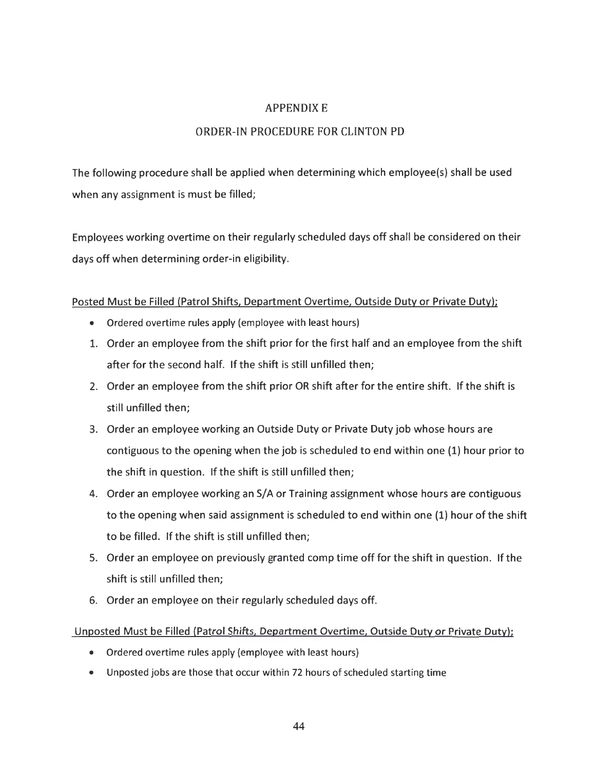# APPENDIX E

## ORDER-IN PROCEDURE FOR CLINTON PD

The following procedure shall be applied when determining which employee(s) shall be used when any assignment is must be filled;

Employees working overtime on their regularly scheduled days off shall be considered on their days off when determining order-in eligibility.

<u>Posted Must be Filled (Patrol Shifts, Department Overtime, Outside Duty or Private Duty);</u>

- Ordered overtime rules apply (employee with least hours)

1. Order an employee from the shift prior for the first half and an employee from the shift after for the second half. If the shift is still unfilled then;
2. Order an employee from the shift prior OR shift after for the entire shift. If the shift is still unfilled then;
3. Order an employee working an Outside Duty or Private Duty job whose hours are contiguous to the opening when the job is scheduled to end within one (1) hour prior to the shift in question. If the shift is still unfilled then;
4. Order an employee working an S/A or Training assignment whose hours are contiguous to the opening when said assignment is scheduled to end within one (1) hour of the shift to be filled. If the shift is still unfilled then;
5. Order an employee on previously granted comp time off for the shift in question. If the shift is still unfilled then;
6. Order an employee on their regularly scheduled days off.

<u>Unposted Must be Filled (Patrol Shifts, Department Overtime, Outside Duty or Private Duty);</u>

- Ordered overtime rules apply (employee with least hours)
- Unposted jobs are those that occur within 72 hours of scheduled starting time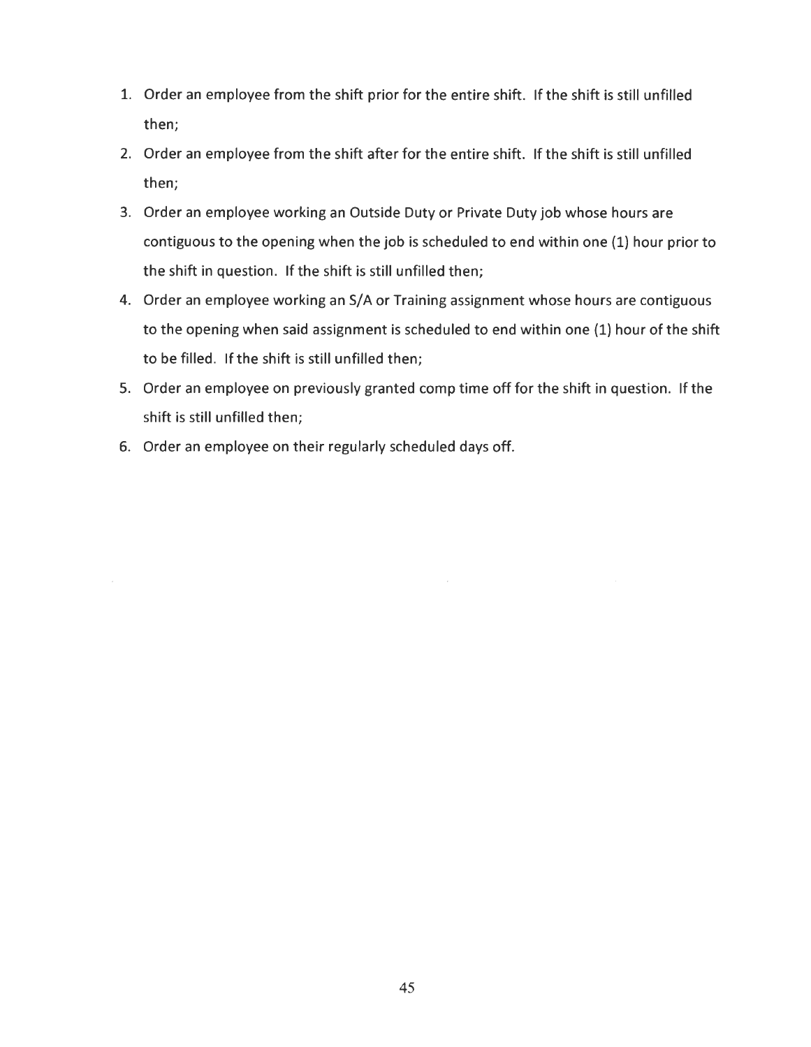1. Order an employee from the shift prior for the entire shift. If the shift is still unfilled then;
2. Order an employee from the shift after for the entire shift. If the shift is still unfilled then;
3. Order an employee working an Outside Duty or Private Duty job whose hours are contiguous to the opening when the job is scheduled to end within one (1) hour prior to the shift in question. If the shift is still unfilled then;
4. Order an employee working an S/A or Training assignment whose hours are contiguous to the opening when said assignment is scheduled to end within one (1) hour of the shift to be filled. If the shift is still unfilled then;
5. Order an employee on previously granted comp time off for the shift in question. If the shift is still unfilled then;
6. Order an employee on their regularly scheduled days off.